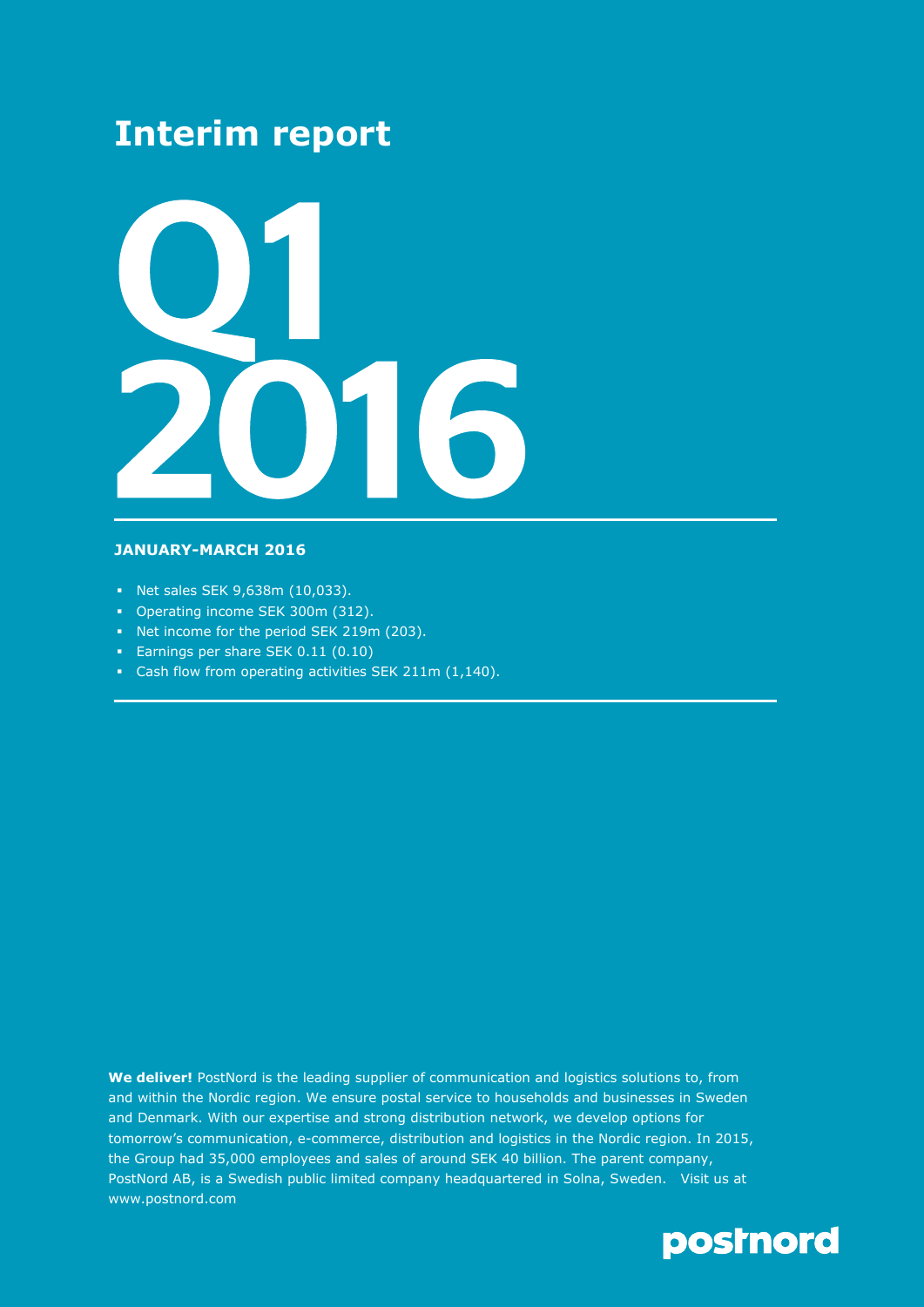# Interim report

# Q1 2016

## JANUARY-MARCH 2016

- Net sales SEK 9,638m (10,033).
- Operating income SEK 300m (312).
- Net income for the period SEK 219m (203).
- Earnings per share SEK 0.11 (0.10)
- Cash flow from operating activities SEK 211m (1,140).

**We deliver!** PostNord is the leading supplier of communication and logistics solutions to, from and within the Nordic region. We ensure postal service to households and businesses in Sweden and Denmark. With our expertise and strong distribution network, we develop options for tomorrow's communication, e-commerce, distribution and logistics in the Nordic region. In 2015, the Group had 35,000 employees and sales of around SEK 40 billion. The parent company, PostNord AB, is a Swedish public limited company headquartered in Solna, Sweden. Visit us at www.postnord.com

postnord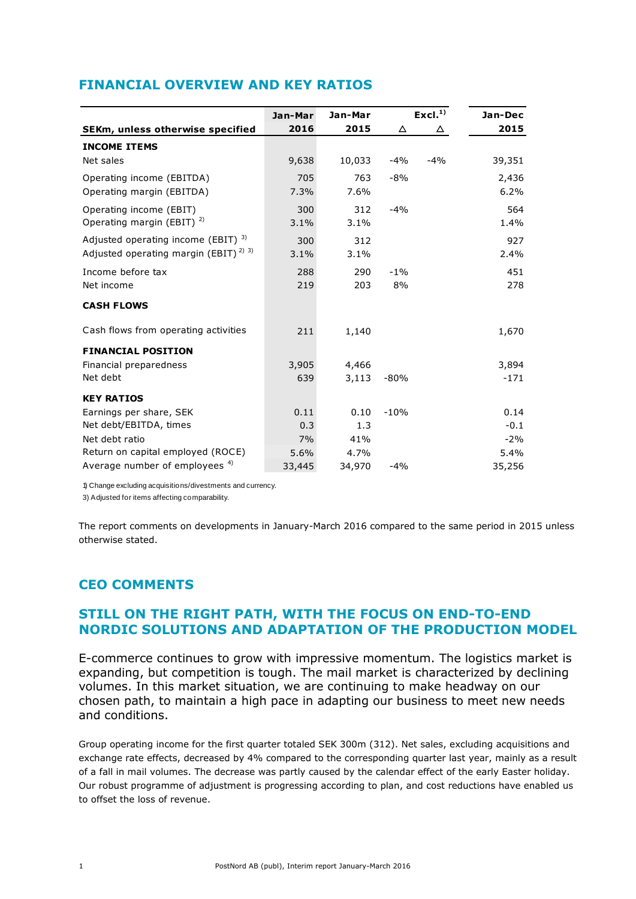## FINANCIAL OVERVIEW AND KEY RATIOS

| SEKm, unless otherwise specified | Jan-Mar 2016 | Jan-Mar 2015 | Δ | Excl.[1] Δ | Jan-Dec 2015 |
|---|---|---|---|---|---|
| **INCOME ITEMS** | | | | | |
| Net sales | 9,638 | 10,033 | -4% | -4% | 39,351 |
| Operating income (EBITDA) | 705 | 763 | -8% | | 2,436 |
| Operating margin (EBITDA) | 7.3% | 7.6% | | | 6.2% |
| Operating income (EBIT) | 300 | 312 | -4% | | 564 |
| Operating margin (EBIT) [2] | 3.1% | 3.1% | | | 1.4% |
| Adjusted operating income (EBIT) [3] | 300 | 312 | | | 927 |
| Adjusted operating margin (EBIT) [2] [3] | 3.1% | 3.1% | | | 2.4% |
| Income before tax | 288 | 290 | -1% | | 451 |
| Net income | 219 | 203 | 8% | | 278 |
| **CASH FLOWS** | | | | | |
| Cash flows from operating activities | 211 | 1,140 | | | 1,670 |
| **FINANCIAL POSITION** | | | | | |
| Financial preparedness | 3,905 | 4,466 | | | 3,894 |
| Net debt | 639 | 3,113 | -80% | | -171 |
| **KEY RATIOS** | | | | | |
| Earnings per share, SEK | 0.11 | 0.10 | -10% | | 0.14 |
| Net debt/EBITDA, times | 0.3 | 1.3 | | | -0.1 |
| Net debt ratio | 7% | 41% | | | -2% |
| Return on capital employed (ROCE) | 5.6% | 4.7% | | | 5.4% |
| Average number of employees [4] | 33,445 | 34,970 | -4% | | 35,256 |

1) Change excluding acquisitions/divestments and currency.
3) Adjusted for items affecting comparability.

The report comments on developments in January-March 2016 compared to the same period in 2015 unless otherwise stated.

## CEO COMMENTS

## STILL ON THE RIGHT PATH, WITH THE FOCUS ON END-TO-END NORDIC SOLUTIONS AND ADAPTATION OF THE PRODUCTION MODEL

E-commerce continues to grow with impressive momentum. The logistics market is expanding, but competition is tough. The mail market is characterized by declining volumes. In this market situation, we are continuing to make headway on our chosen path, to maintain a high pace in adapting our business to meet new needs and conditions.

Group operating income for the first quarter totaled SEK 300m (312). Net sales, excluding acquisitions and exchange rate effects, decreased by 4% compared to the corresponding quarter last year, mainly as a result of a fall in mail volumes. The decrease was partly caused by the calendar effect of the early Easter holiday. Our robust programme of adjustment is progressing according to plan, and cost reductions have enabled us to offset the loss of revenue.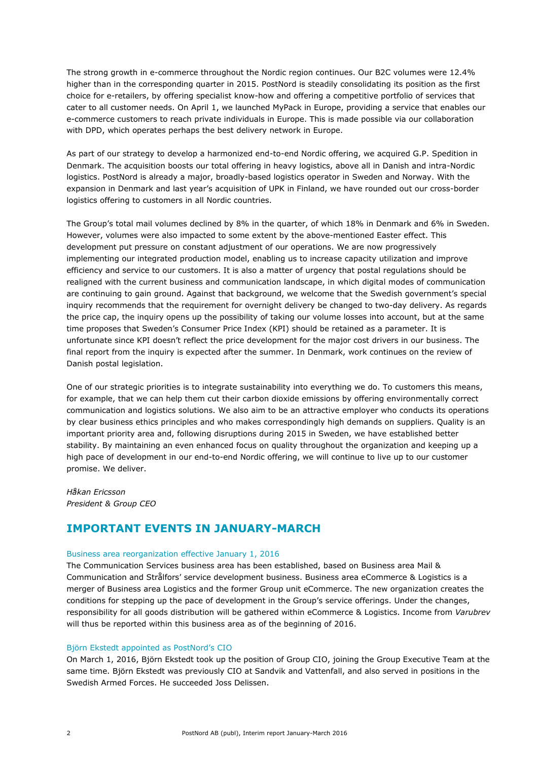The strong growth in e-commerce throughout the Nordic region continues. Our B2C volumes were 12.4% higher than in the corresponding quarter in 2015. PostNord is steadily consolidating its position as the first choice for e-retailers, by offering specialist know-how and offering a competitive portfolio of services that cater to all customer needs. On April 1, we launched MyPack in Europe, providing a service that enables our e-commerce customers to reach private individuals in Europe. This is made possible via our collaboration with DPD, which operates perhaps the best delivery network in Europe.

As part of our strategy to develop a harmonized end-to-end Nordic offering, we acquired G.P. Spedition in Denmark. The acquisition boosts our total offering in heavy logistics, above all in Danish and intra-Nordic logistics. PostNord is already a major, broadly-based logistics operator in Sweden and Norway. With the expansion in Denmark and last year's acquisition of UPK in Finland, we have rounded out our cross-border logistics offering to customers in all Nordic countries.

The Group's total mail volumes declined by 8% in the quarter, of which 18% in Denmark and 6% in Sweden. However, volumes were also impacted to some extent by the above-mentioned Easter effect. This development put pressure on constant adjustment of our operations. We are now progressively implementing our integrated production model, enabling us to increase capacity utilization and improve efficiency and service to our customers. It is also a matter of urgency that postal regulations should be realigned with the current business and communication landscape, in which digital modes of communication are continuing to gain ground. Against that background, we welcome that the Swedish government's special inquiry recommends that the requirement for overnight delivery be changed to two-day delivery. As regards the price cap, the inquiry opens up the possibility of taking our volume losses into account, but at the same time proposes that Sweden's Consumer Price Index (KPI) should be retained as a parameter. It is unfortunate since KPI doesn't reflect the price development for the major cost drivers in our business. The final report from the inquiry is expected after the summer. In Denmark, work continues on the review of Danish postal legislation.

One of our strategic priorities is to integrate sustainability into everything we do. To customers this means, for example, that we can help them cut their carbon dioxide emissions by offering environmentally correct communication and logistics solutions. We also aim to be an attractive employer who conducts its operations by clear business ethics principles and who makes correspondingly high demands on suppliers. Quality is an important priority area and, following disruptions during 2015 in Sweden, we have established better stability. By maintaining an even enhanced focus on quality throughout the organization and keeping up a high pace of development in our end-to-end Nordic offering, we will continue to live up to our customer promise. We deliver.

*Håkan Ericsson*
*President & Group CEO*

## IMPORTANT EVENTS IN JANUARY-MARCH

### Business area reorganization effective January 1, 2016

The Communication Services business area has been established, based on Business area Mail & Communication and Strålfors' service development business. Business area eCommerce & Logistics is a merger of Business area Logistics and the former Group unit eCommerce. The new organization creates the conditions for stepping up the pace of development in the Group's service offerings. Under the changes, responsibility for all goods distribution will be gathered within eCommerce & Logistics. Income from *Varubrev* will thus be reported within this business area as of the beginning of 2016.

### Björn Ekstedt appointed as PostNord's CIO

On March 1, 2016, Björn Ekstedt took up the position of Group CIO, joining the Group Executive Team at the same time. Björn Ekstedt was previously CIO at Sandvik and Vattenfall, and also served in positions in the Swedish Armed Forces. He succeeded Joss Delissen.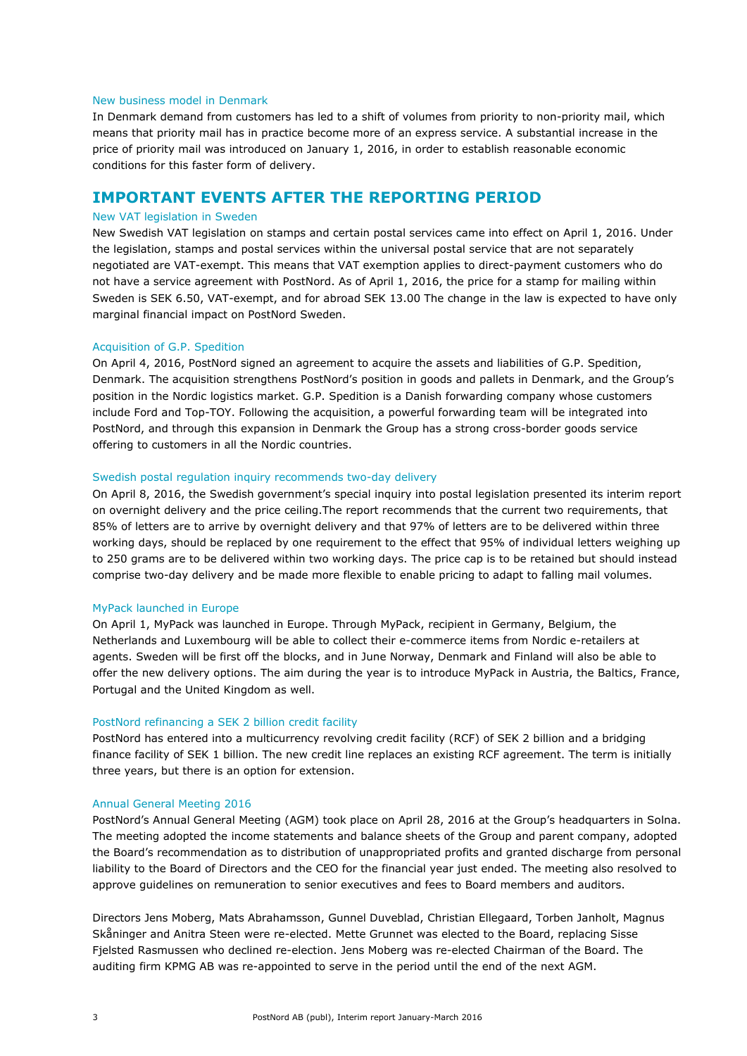### New business model in Denmark

In Denmark demand from customers has led to a shift of volumes from priority to non-priority mail, which means that priority mail has in practice become more of an express service. A substantial increase in the price of priority mail was introduced on January 1, 2016, in order to establish reasonable economic conditions for this faster form of delivery.

## IMPORTANT EVENTS AFTER THE REPORTING PERIOD

### New VAT legislation in Sweden

New Swedish VAT legislation on stamps and certain postal services came into effect on April 1, 2016. Under the legislation, stamps and postal services within the universal postal service that are not separately negotiated are VAT-exempt. This means that VAT exemption applies to direct-payment customers who do not have a service agreement with PostNord. As of April 1, 2016, the price for a stamp for mailing within Sweden is SEK 6.50, VAT-exempt, and for abroad SEK 13.00 The change in the law is expected to have only marginal financial impact on PostNord Sweden.

### Acquisition of G.P. Spedition

On April 4, 2016, PostNord signed an agreement to acquire the assets and liabilities of G.P. Spedition, Denmark. The acquisition strengthens PostNord's position in goods and pallets in Denmark, and the Group's position in the Nordic logistics market. G.P. Spedition is a Danish forwarding company whose customers include Ford and Top-TOY. Following the acquisition, a powerful forwarding team will be integrated into PostNord, and through this expansion in Denmark the Group has a strong cross-border goods service offering to customers in all the Nordic countries.

### Swedish postal regulation inquiry recommends two-day delivery

On April 8, 2016, the Swedish government's special inquiry into postal legislation presented its interim report on overnight delivery and the price ceiling.The report recommends that the current two requirements, that 85% of letters are to arrive by overnight delivery and that 97% of letters are to be delivered within three working days, should be replaced by one requirement to the effect that 95% of individual letters weighing up to 250 grams are to be delivered within two working days. The price cap is to be retained but should instead comprise two-day delivery and be made more flexible to enable pricing to adapt to falling mail volumes.

### MyPack launched in Europe

On April 1, MyPack was launched in Europe. Through MyPack, recipient in Germany, Belgium, the Netherlands and Luxembourg will be able to collect their e-commerce items from Nordic e-retailers at agents. Sweden will be first off the blocks, and in June Norway, Denmark and Finland will also be able to offer the new delivery options. The aim during the year is to introduce MyPack in Austria, the Baltics, France, Portugal and the United Kingdom as well.

### PostNord refinancing a SEK 2 billion credit facility

PostNord has entered into a multicurrency revolving credit facility (RCF) of SEK 2 billion and a bridging finance facility of SEK 1 billion. The new credit line replaces an existing RCF agreement. The term is initially three years, but there is an option for extension.

### Annual General Meeting 2016

PostNord's Annual General Meeting (AGM) took place on April 28, 2016 at the Group's headquarters in Solna. The meeting adopted the income statements and balance sheets of the Group and parent company, adopted the Board's recommendation as to distribution of unappropriated profits and granted discharge from personal liability to the Board of Directors and the CEO for the financial year just ended. The meeting also resolved to approve guidelines on remuneration to senior executives and fees to Board members and auditors.

Directors Jens Moberg, Mats Abrahamsson, Gunnel Duveblad, Christian Ellegaard, Torben Janholt, Magnus Skåninger and Anitra Steen were re-elected. Mette Grunnet was elected to the Board, replacing Sisse Fjelsted Rasmussen who declined re-election. Jens Moberg was re-elected Chairman of the Board. The auditing firm KPMG AB was re-appointed to serve in the period until the end of the next AGM.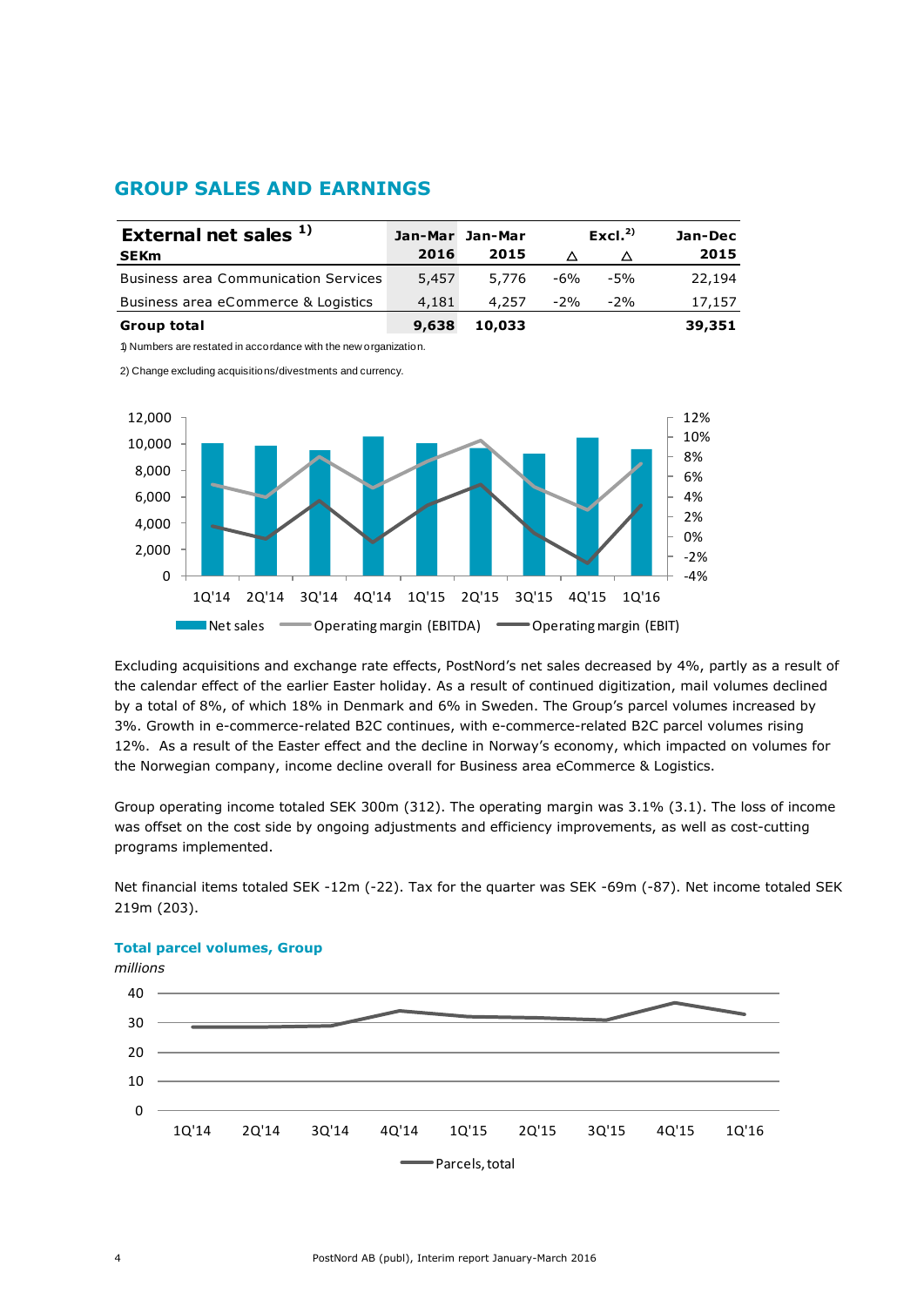## GROUP SALES AND EARNINGS

| External net sales [1)]<br>SEKm | Jan-Mar 2016 | Jan-Mar 2015 | Δ | Excl.[2)] Δ | Jan-Dec 2015 |
|---|---|---|---|---|---|
| Business area Communication Services | 5,457 | 5,776 | -6% | -5% | 22,194 |
| Business area eCommerce & Logistics | 4,181 | 4,257 | -2% | -2% | 17,157 |
| **Group total** | **9,638** | **10,033** | | | **39,351** |

1) Numbers are restated in accordance with the new organization.

2) Change excluding acquisitions/divestments and currency.

Excluding acquisitions and exchange rate effects, PostNord's net sales decreased by 4%, partly as a result of the calendar effect of the earlier Easter holiday. As a result of continued digitization, mail volumes declined by a total of 8%, of which 18% in Denmark and 6% in Sweden. The Group's parcel volumes increased by 3%. Growth in e-commerce-related B2C continues, with e-commerce-related B2C parcel volumes rising 12%. As a result of the Easter effect and the decline in Norway's economy, which impacted on volumes for the Norwegian company, income decline overall for Business area eCommerce & Logistics.

Group operating income totaled SEK 300m (312). The operating margin was 3.1% (3.1). The loss of income was offset on the cost side by ongoing adjustments and efficiency improvements, as well as cost-cutting programs implemented.

Net financial items totaled SEK -12m (-22). Tax for the quarter was SEK -69m (-87). Net income totaled SEK 219m (203).

**Total parcel volumes, Group**

*millions*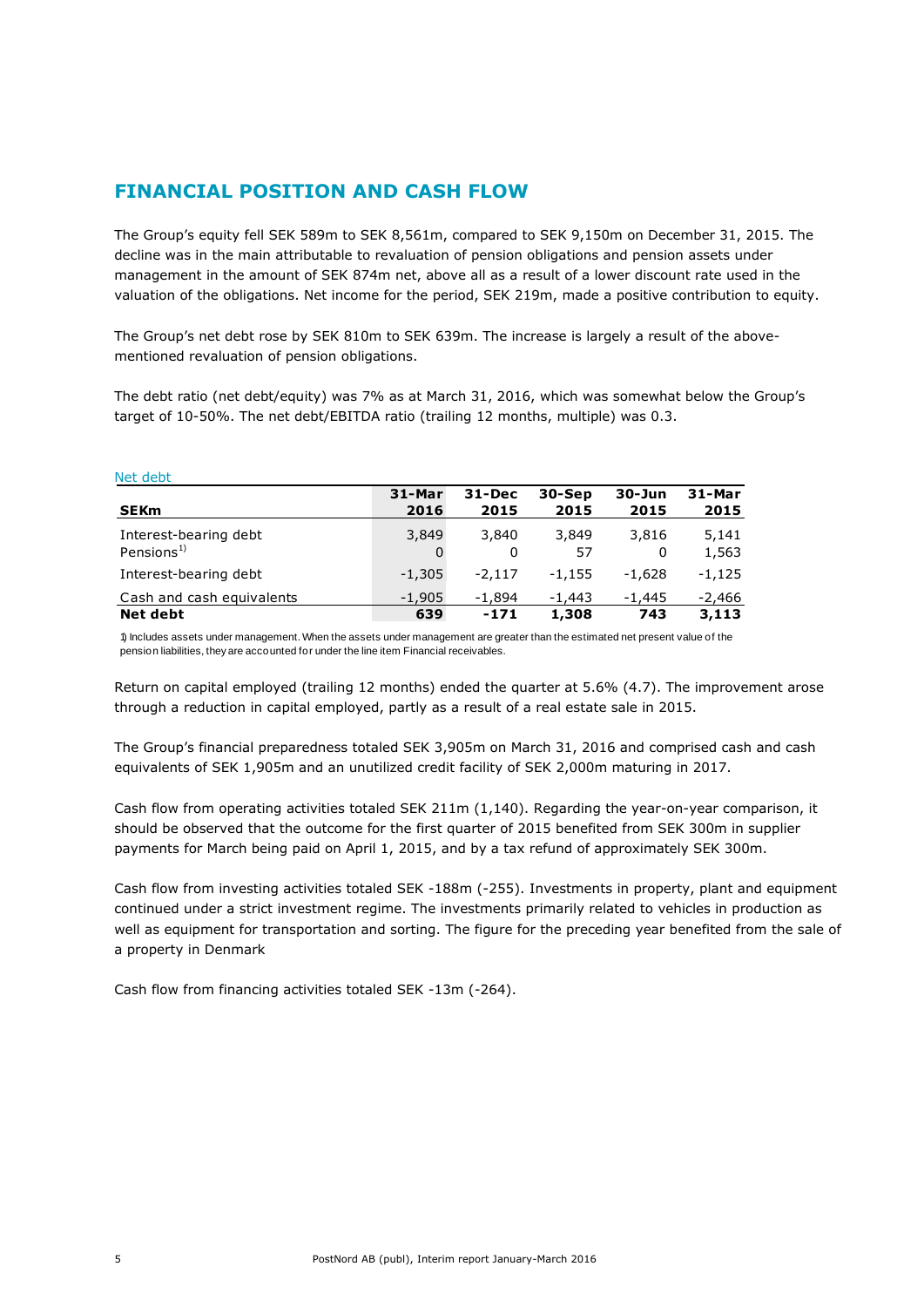## FINANCIAL POSITION AND CASH FLOW

The Group's equity fell SEK 589m to SEK 8,561m, compared to SEK 9,150m on December 31, 2015. The decline was in the main attributable to revaluation of pension obligations and pension assets under management in the amount of SEK 874m net, above all as a result of a lower discount rate used in the valuation of the obligations. Net income for the period, SEK 219m, made a positive contribution to equity.

The Group's net debt rose by SEK 810m to SEK 639m. The increase is largely a result of the above-mentioned revaluation of pension obligations.

The debt ratio (net debt/equity) was 7% as at March 31, 2016, which was somewhat below the Group's target of 10-50%. The net debt/EBITDA ratio (trailing 12 months, multiple) was 0.3.

Net debt

| SEKm | 31-Mar 2016 | 31-Dec 2015 | 30-Sep 2015 | 30-Jun 2015 | 31-Mar 2015 |
|---|---|---|---|---|---|
| Interest-bearing debt | 3,849 | 3,840 | 3,849 | 3,816 | 5,141 |
| Pensions[1] | 0 | 0 | 57 | 0 | 1,563 |
| Interest-bearing debt | -1,305 | -2,117 | -1,155 | -1,628 | -1,125 |
| Cash and cash equivalents | -1,905 | -1,894 | -1,443 | -1,445 | -2,466 |
| **Net debt** | **639** | **-171** | **1,308** | **743** | **3,113** |

1) Includes assets under management. When the assets under management are greater than the estimated net present value of the pension liabilities, they are accounted for under the line item Financial receivables.

Return on capital employed (trailing 12 months) ended the quarter at 5.6% (4.7). The improvement arose through a reduction in capital employed, partly as a result of a real estate sale in 2015.

The Group's financial preparedness totaled SEK 3,905m on March 31, 2016 and comprised cash and cash equivalents of SEK 1,905m and an unutilized credit facility of SEK 2,000m maturing in 2017.

Cash flow from operating activities totaled SEK 211m (1,140). Regarding the year-on-year comparison, it should be observed that the outcome for the first quarter of 2015 benefited from SEK 300m in supplier payments for March being paid on April 1, 2015, and by a tax refund of approximately SEK 300m.

Cash flow from investing activities totaled SEK -188m (-255). Investments in property, plant and equipment continued under a strict investment regime. The investments primarily related to vehicles in production as well as equipment for transportation and sorting. The figure for the preceding year benefited from the sale of a property in Denmark

Cash flow from financing activities totaled SEK -13m (-264).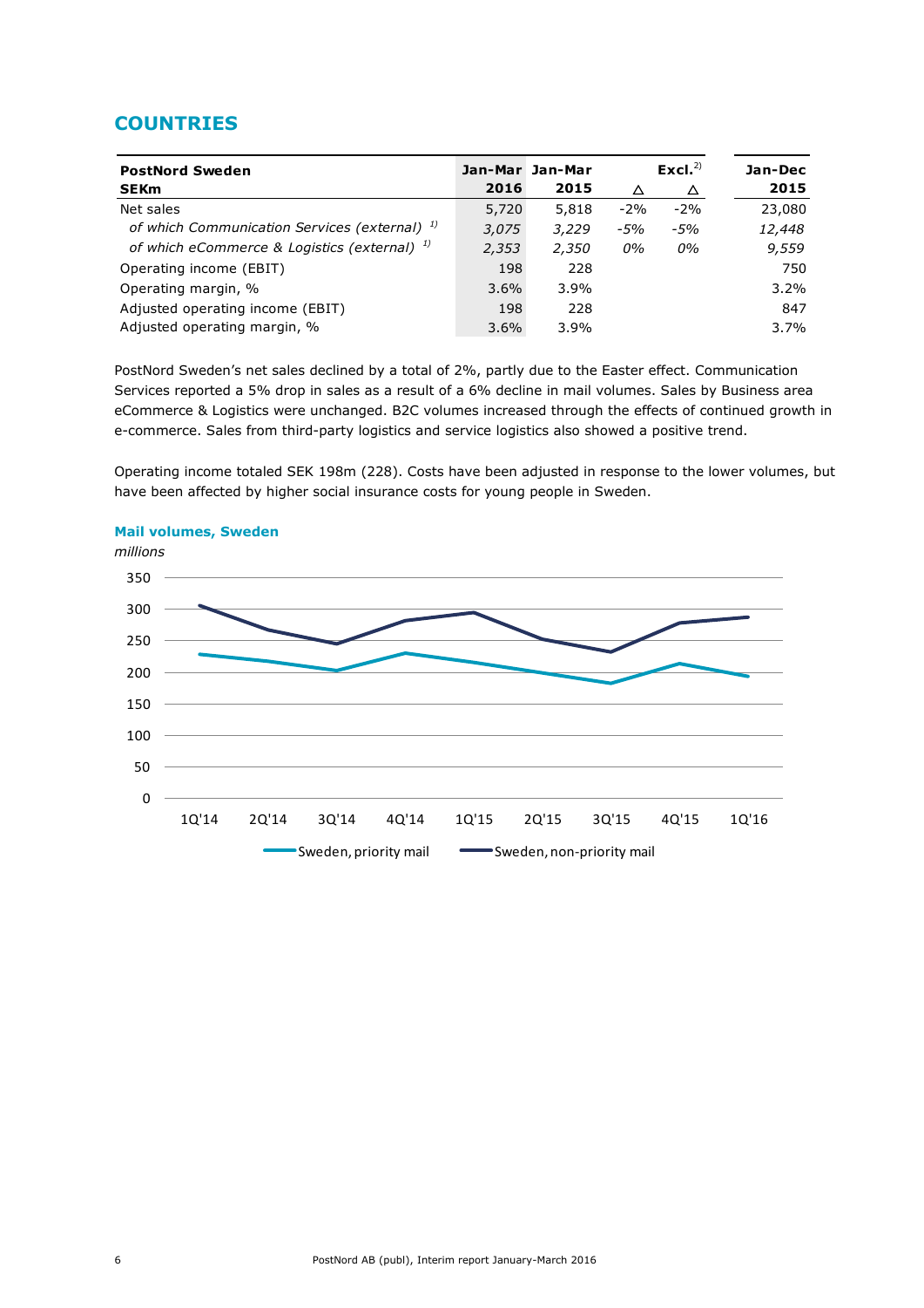## COUNTRIES

| PostNord Sweden<br>SEKm | Jan-Mar<br>2016 | Jan-Mar<br>2015 | Δ | Excl.[2)]<br>Δ | Jan-Dec<br>2015 |
|---|---|---|---|---|---|
| Net sales | 5,720 | 5,818 | -2% | -2% | 23,080 |
| *of which Communication Services (external)* [1)] | *3,075* | *3,229* | *-5%* | *-5%* | *12,448* |
| *of which eCommerce & Logistics (external)* [1)] | *2,353* | *2,350* | *0%* | *0%* | *9,559* |
| Operating income (EBIT) | 198 | 228 | | | 750 |
| Operating margin, % | 3.6% | 3.9% | | | 3.2% |
| Adjusted operating income (EBIT) | 198 | 228 | | | 847 |
| Adjusted operating margin, % | 3.6% | 3.9% | | | 3.7% |

PostNord Sweden's net sales declined by a total of 2%, partly due to the Easter effect. Communication Services reported a 5% drop in sales as a result of a 6% decline in mail volumes. Sales by Business area eCommerce & Logistics were unchanged. B2C volumes increased through the effects of continued growth in e-commerce. Sales from third-party logistics and service logistics also showed a positive trend.

Operating income totaled SEK 198m (228). Costs have been adjusted in response to the lower volumes, but have been affected by higher social insurance costs for young people in Sweden.

**Mail volumes, Sweden**

*millions*

Sweden, priority mail — Sweden, non-priority mail

1Q'14 2Q'14 3Q'14 4Q'14 1Q'15 2Q'15 3Q'15 4Q'15 1Q'16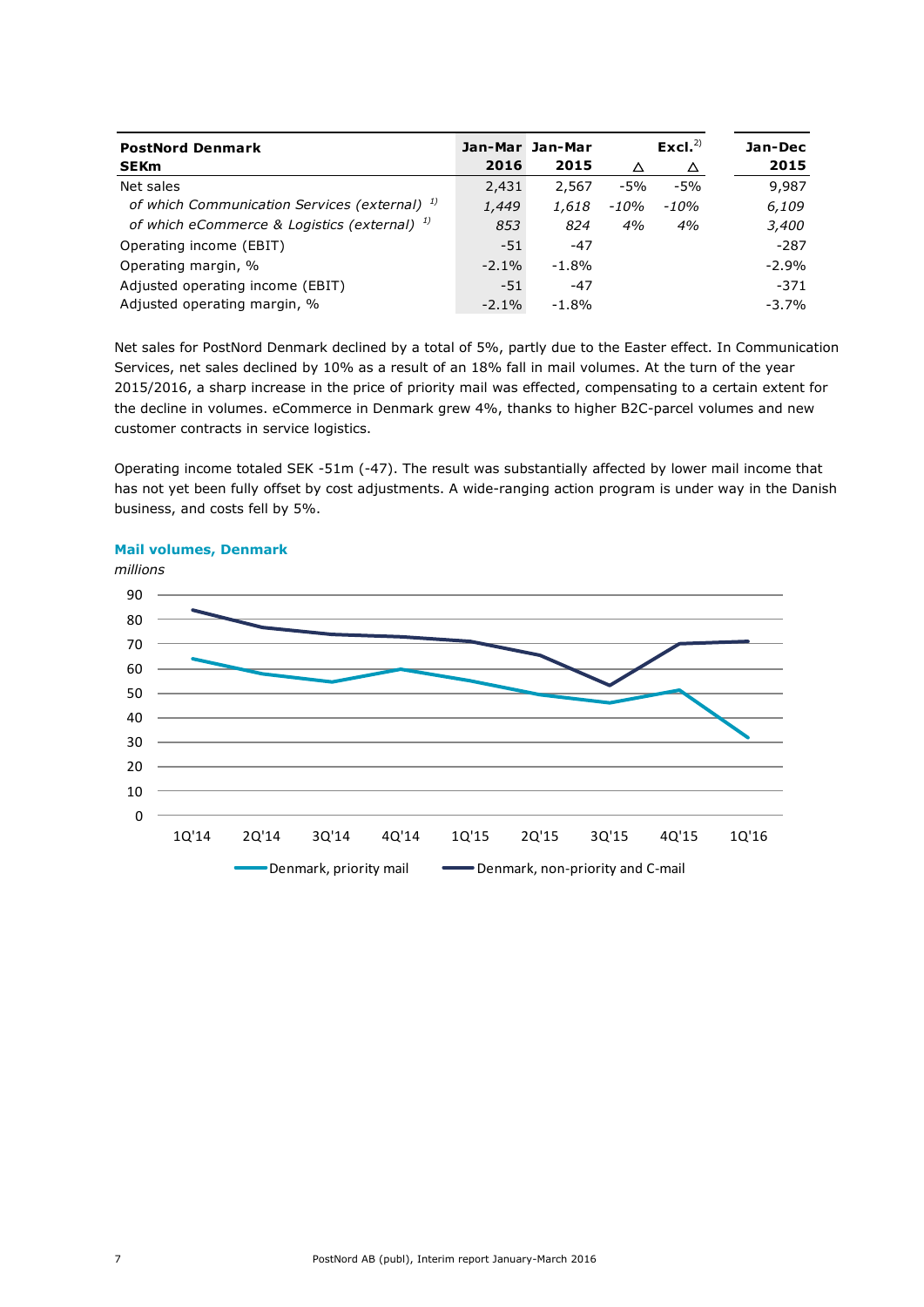| PostNord Denmark<br>SEKm | Jan-Mar<br>2016 | Jan-Mar<br>2015 | Δ | Excl.[2]<br>Δ | Jan-Dec<br>2015 |
|---|---|---|---|---|---|
| Net sales | 2,431 | 2,567 | -5% | -5% | 9,987 |
| *of which Communication Services (external)* [1] | *1,449* | *1,618* | *-10%* | *-10%* | *6,109* |
| *of which eCommerce & Logistics (external)* [1] | *853* | *824* | *4%* | *4%* | *3,400* |
| Operating income (EBIT) | -51 | -47 | | | -287 |
| Operating margin, % | -2.1% | -1.8% | | | -2.9% |
| Adjusted operating income (EBIT) | -51 | -47 | | | -371 |
| Adjusted operating margin, % | -2.1% | -1.8% | | | -3.7% |

Net sales for PostNord Denmark declined by a total of 5%, partly due to the Easter effect. In Communication Services, net sales declined by 10% as a result of an 18% fall in mail volumes. At the turn of the year 2015/2016, a sharp increase in the price of priority mail was effected, compensating to a certain extent for the decline in volumes. eCommerce in Denmark grew 4%, thanks to higher B2C-parcel volumes and new customer contracts in service logistics.

Operating income totaled SEK -51m (-47). The result was substantially affected by lower mail income that has not yet been fully offset by cost adjustments. A wide-ranging action program is under way in the Danish business, and costs fell by 5%.

**Mail volumes, Denmark**

*millions*

Legend: Denmark, priority mail; Denmark, non-priority and C-mail

Axis: 0–90; 1Q'14, 2Q'14, 3Q'14, 4Q'14, 1Q'15, 2Q'15, 3Q'15, 4Q'15, 1Q'16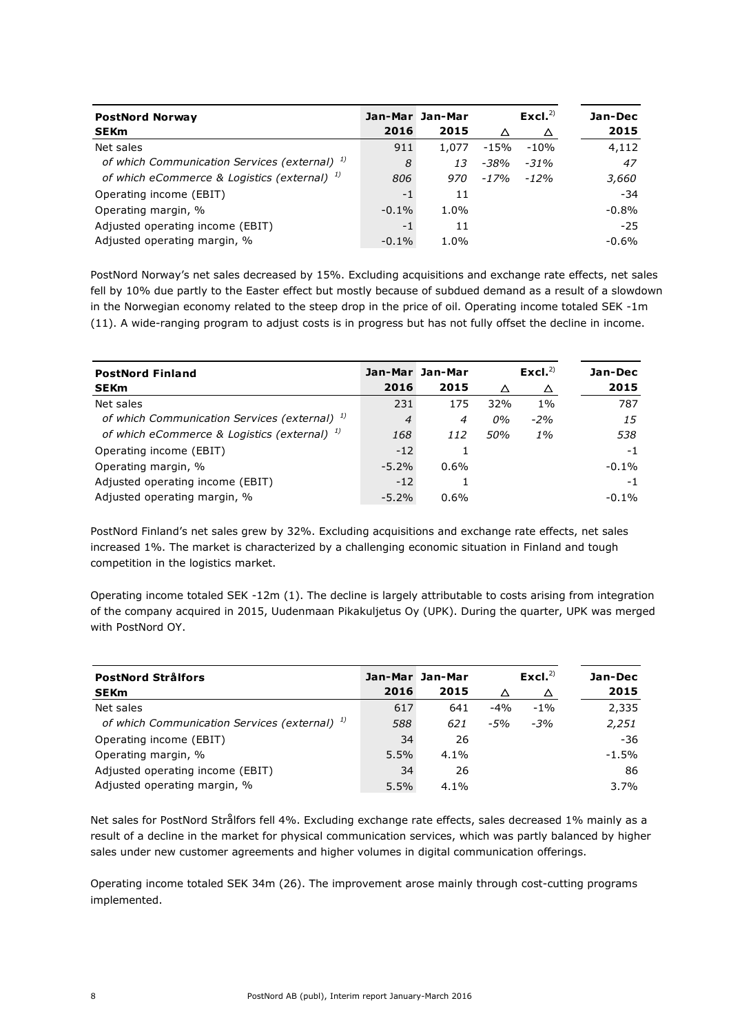| **PostNord Norway**<br>**SEKm** | **Jan-Mar 2016** | **Jan-Mar 2015** | **Δ** | **Excl.[2] Δ** | **Jan-Dec 2015** |
|---|---|---|---|---|---|
| Net sales | 911 | 1,077 | -15% | -10% | 4,112 |
| *of which Communication Services (external) [1]* | *8* | *13* | *-38%* | *-31%* | *47* |
| *of which eCommerce & Logistics (external) [1]* | *806* | *970* | *-17%* | *-12%* | *3,660* |
| Operating income (EBIT) | -1 | 11 | | | -34 |
| Operating margin, % | -0.1% | 1.0% | | | -0.8% |
| Adjusted operating income (EBIT) | -1 | 11 | | | -25 |
| Adjusted operating margin, % | -0.1% | 1.0% | | | -0.6% |

PostNord Norway's net sales decreased by 15%. Excluding acquisitions and exchange rate effects, net sales fell by 10% due partly to the Easter effect but mostly because of subdued demand as a result of a slowdown in the Norwegian economy related to the steep drop in the price of oil. Operating income totaled SEK -1m (11). A wide-ranging program to adjust costs is in progress but has not fully offset the decline in income.

| **PostNord Finland**<br>**SEKm** | **Jan-Mar 2016** | **Jan-Mar 2015** | **Δ** | **Excl.[2] Δ** | **Jan-Dec 2015** |
|---|---|---|---|---|---|
| Net sales | 231 | 175 | 32% | 1% | 787 |
| *of which Communication Services (external) [1]* | *4* | *4* | *0%* | *-2%* | *15* |
| *of which eCommerce & Logistics (external) [1]* | *168* | *112* | *50%* | *1%* | *538* |
| Operating income (EBIT) | -12 | 1 | | | -1 |
| Operating margin, % | -5.2% | 0.6% | | | -0.1% |
| Adjusted operating income (EBIT) | -12 | 1 | | | -1 |
| Adjusted operating margin, % | -5.2% | 0.6% | | | -0.1% |

PostNord Finland's net sales grew by 32%. Excluding acquisitions and exchange rate effects, net sales increased 1%. The market is characterized by a challenging economic situation in Finland and tough competition in the logistics market.

Operating income totaled SEK -12m (1). The decline is largely attributable to costs arising from integration of the company acquired in 2015, Uudenmaan Pikakuljetus Oy (UPK). During the quarter, UPK was merged with PostNord OY.

| **PostNord Strålfors**<br>**SEKm** | **Jan-Mar 2016** | **Jan-Mar 2015** | **Δ** | **Excl.[2] Δ** | **Jan-Dec 2015** |
|---|---|---|---|---|---|
| Net sales | 617 | 641 | -4% | -1% | 2,335 |
| *of which Communication Services (external) [1]* | *588* | *621* | *-5%* | *-3%* | *2,251* |
| Operating income (EBIT) | 34 | 26 | | | -36 |
| Operating margin, % | 5.5% | 4.1% | | | -1.5% |
| Adjusted operating income (EBIT) | 34 | 26 | | | 86 |
| Adjusted operating margin, % | 5.5% | 4.1% | | | 3.7% |

Net sales for PostNord Strålfors fell 4%. Excluding exchange rate effects, sales decreased 1% mainly as a result of a decline in the market for physical communication services, which was partly balanced by higher sales under new customer agreements and higher volumes in digital communication offerings.

Operating income totaled SEK 34m (26). The improvement arose mainly through cost-cutting programs implemented.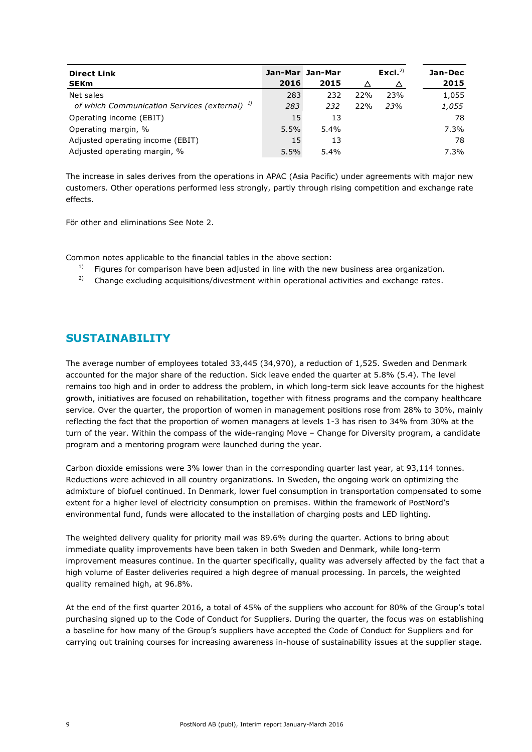| **Direct Link SEKm** | **Jan-Mar 2016** | **Jan-Mar 2015** | **Δ** | **Excl.[2] Δ** | **Jan-Dec 2015** |
|---|---|---|---|---|---|
| Net sales | 283 | 232 | 22% | 23% | 1,055 |
| *of which Communication Services (external)* [1] | *283* | *232* | 22% | *23%* | *1,055* |
| Operating income (EBIT) | 15 | 13 | | | 78 |
| Operating margin, % | 5.5% | 5.4% | | | 7.3% |
| Adjusted operating income (EBIT) | 15 | 13 | | | 78 |
| Adjusted operating margin, % | 5.5% | 5.4% | | | 7.3% |

The increase in sales derives from the operations in APAC (Asia Pacific) under agreements with major new customers. Other operations performed less strongly, partly through rising competition and exchange rate effects.

För other and eliminations See Note 2.

Common notes applicable to the financial tables in the above section:

- [1] Figures for comparison have been adjusted in line with the new business area organization.
- [2] Change excluding acquisitions/divestment within operational activities and exchange rates.

## SUSTAINABILITY

The average number of employees totaled 33,445 (34,970), a reduction of 1,525. Sweden and Denmark accounted for the major share of the reduction. Sick leave ended the quarter at 5.8% (5.4). The level remains too high and in order to address the problem, in which long-term sick leave accounts for the highest growth, initiatives are focused on rehabilitation, together with fitness programs and the company healthcare service. Over the quarter, the proportion of women in management positions rose from 28% to 30%, mainly reflecting the fact that the proportion of women managers at levels 1-3 has risen to 34% from 30% at the turn of the year. Within the compass of the wide-ranging Move – Change for Diversity program, a candidate program and a mentoring program were launched during the year.

Carbon dioxide emissions were 3% lower than in the corresponding quarter last year, at 93,114 tonnes. Reductions were achieved in all country organizations. In Sweden, the ongoing work on optimizing the admixture of biofuel continued. In Denmark, lower fuel consumption in transportation compensated to some extent for a higher level of electricity consumption on premises. Within the framework of PostNord's environmental fund, funds were allocated to the installation of charging posts and LED lighting.

The weighted delivery quality for priority mail was 89.6% during the quarter. Actions to bring about immediate quality improvements have been taken in both Sweden and Denmark, while long-term improvement measures continue. In the quarter specifically, quality was adversely affected by the fact that a high volume of Easter deliveries required a high degree of manual processing. In parcels, the weighted quality remained high, at 96.8%.

At the end of the first quarter 2016, a total of 45% of the suppliers who account for 80% of the Group's total purchasing signed up to the Code of Conduct for Suppliers. During the quarter, the focus was on establishing a baseline for how many of the Group's suppliers have accepted the Code of Conduct for Suppliers and for carrying out training courses for increasing awareness in-house of sustainability issues at the supplier stage.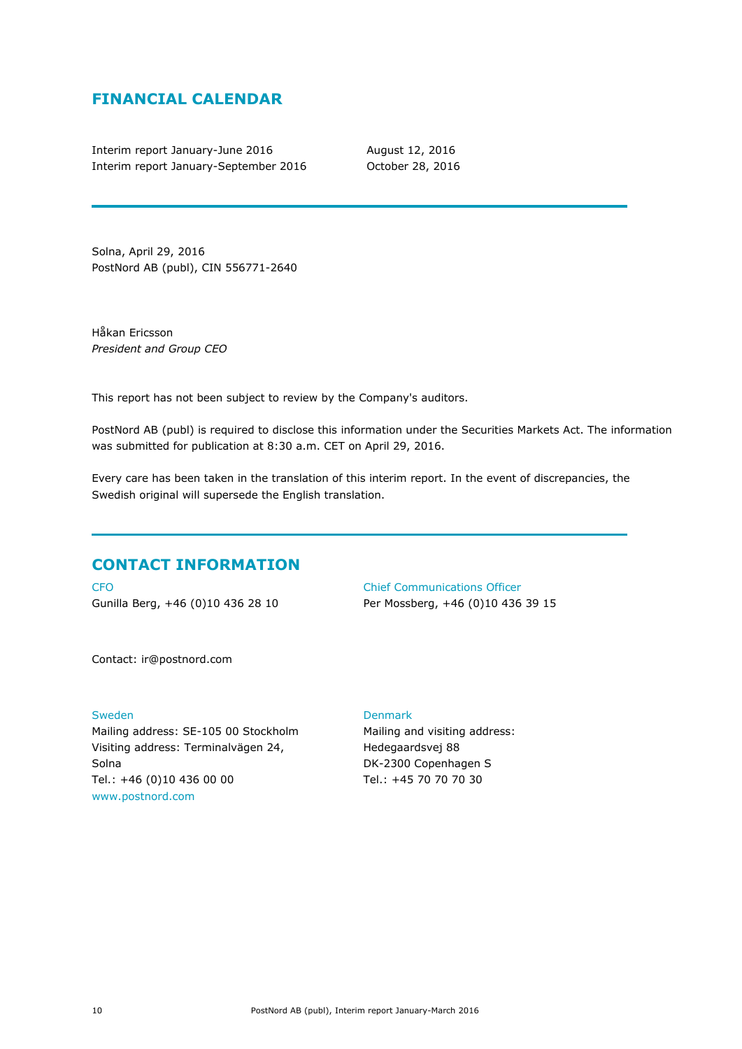## FINANCIAL CALENDAR

| | |
|---|---|
| Interim report January-June 2016 | August 12, 2016 |
| Interim report January-September 2016 | October 28, 2016 |

---

Solna, April 29, 2016
PostNord AB (publ), CIN 556771-2640

Håkan Ericsson
*President and Group CEO*

This report has not been subject to review by the Company's auditors.

PostNord AB (publ) is required to disclose this information under the Securities Markets Act. The information was submitted for publication at 8:30 a.m. CET on April 29, 2016.

Every care has been taken in the translation of this interim report. In the event of discrepancies, the Swedish original will supersede the English translation.

---

## CONTACT INFORMATION

CFO
Gunilla Berg, +46 (0)10 436 28 10

Chief Communications Officer
Per Mossberg, +46 (0)10 436 39 15

Contact: ir@postnord.com

Sweden
Mailing address: SE-105 00 Stockholm
Visiting address: Terminalvägen 24, Solna
Tel.: +46 (0)10 436 00 00
www.postnord.com

Denmark
Mailing and visiting address:
Hedegaardsvej 88
DK-2300 Copenhagen S
Tel.: +45 70 70 70 30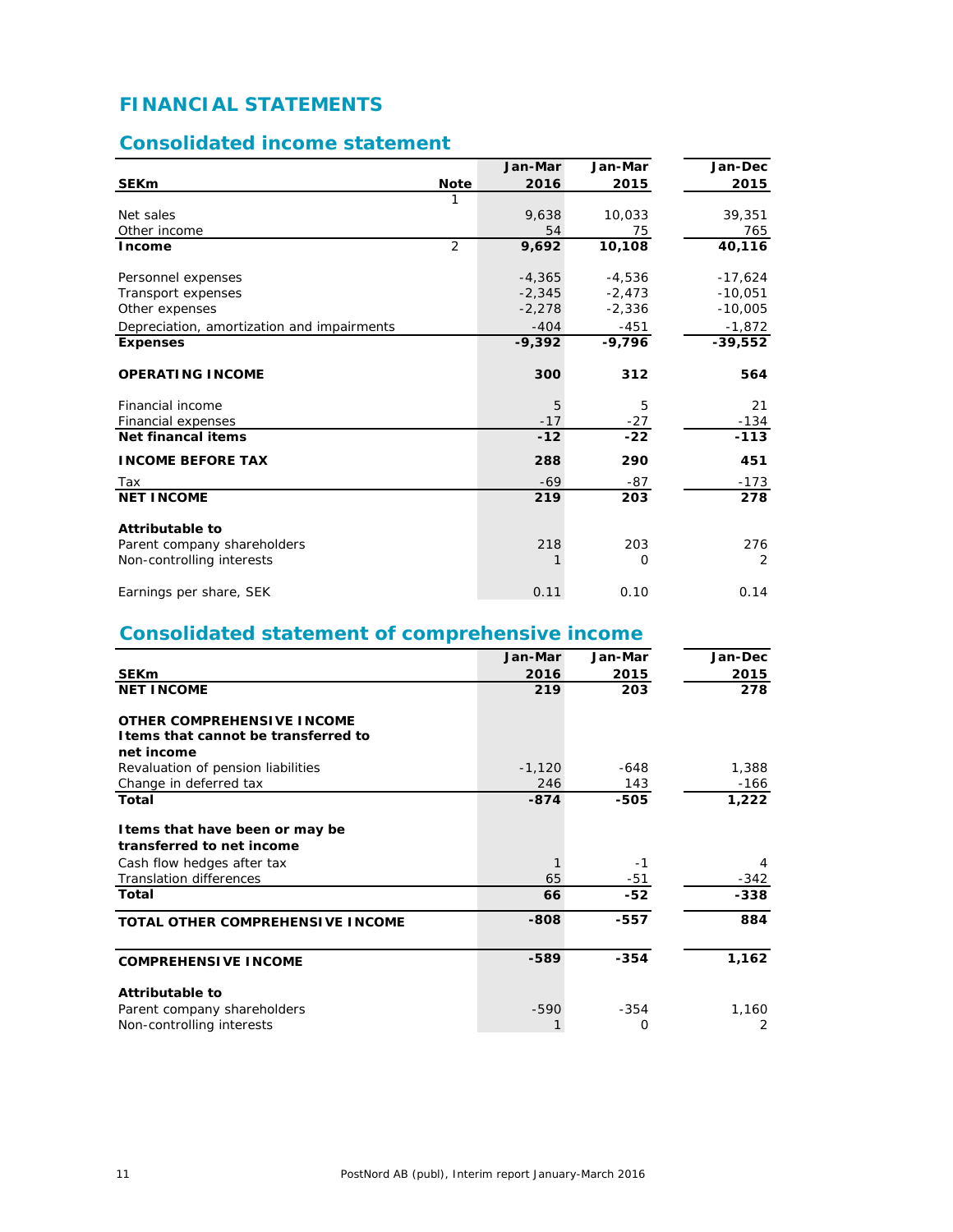# FINANCIAL STATEMENTS

## Consolidated income statement

| SEKm | Note | Jan-Mar 2016 | Jan-Mar 2015 | Jan-Dec 2015 |
|---|---|---|---|---|
| | 1 | | | |
| Net sales | | 9,638 | 10,033 | 39,351 |
| Other income | | 54 | 75 | 765 |
| **Income** | 2 | **9,692** | **10,108** | **40,116** |
| Personnel expenses | | -4,365 | -4,536 | -17,624 |
| Transport expenses | | -2,345 | -2,473 | -10,051 |
| Other expenses | | -2,278 | -2,336 | -10,005 |
| Depreciation, amortization and impairments | | -404 | -451 | -1,872 |
| **Expenses** | | **-9,392** | **-9,796** | **-39,552** |
| **OPERATING INCOME** | | **300** | **312** | **564** |
| Financial income | | 5 | 5 | 21 |
| Financial expenses | | -17 | -27 | -134 |
| **Net financal items** | | **-12** | **-22** | **-113** |
| **INCOME BEFORE TAX** | | **288** | **290** | **451** |
| Tax | | -69 | -87 | -173 |
| **NET INCOME** | | **219** | **203** | **278** |
| **Attributable to** | | | | |
| Parent company shareholders | | 218 | 203 | 276 |
| Non-controlling interests | | 1 | 0 | 2 |
| Earnings per share, SEK | | 0.11 | 0.10 | 0.14 |

## Consolidated statement of comprehensive income

| SEKm | Jan-Mar 2016 | Jan-Mar 2015 | Jan-Dec 2015 |
|---|---|---|---|
| **NET INCOME** | **219** | **203** | **278** |
| **OTHER COMPREHENSIVE INCOME** | | | |
| **Items that cannot be transferred to net income** | | | |
| Revaluation of pension liabilities | -1,120 | -648 | 1,388 |
| Change in deferred tax | 246 | 143 | -166 |
| **Total** | **-874** | **-505** | **1,222** |
| **Items that have been or may be transferred to net income** | | | |
| Cash flow hedges after tax | 1 | -1 | 4 |
| Translation differences | 65 | -51 | -342 |
| **Total** | **66** | **-52** | **-338** |
| **TOTAL OTHER COMPREHENSIVE INCOME** | **-808** | **-557** | **884** |
| **COMPREHENSIVE INCOME** | **-589** | **-354** | **1,162** |
| **Attributable to** | | | |
| Parent company shareholders | -590 | -354 | 1,160 |
| Non-controlling interests | 1 | 0 | 2 |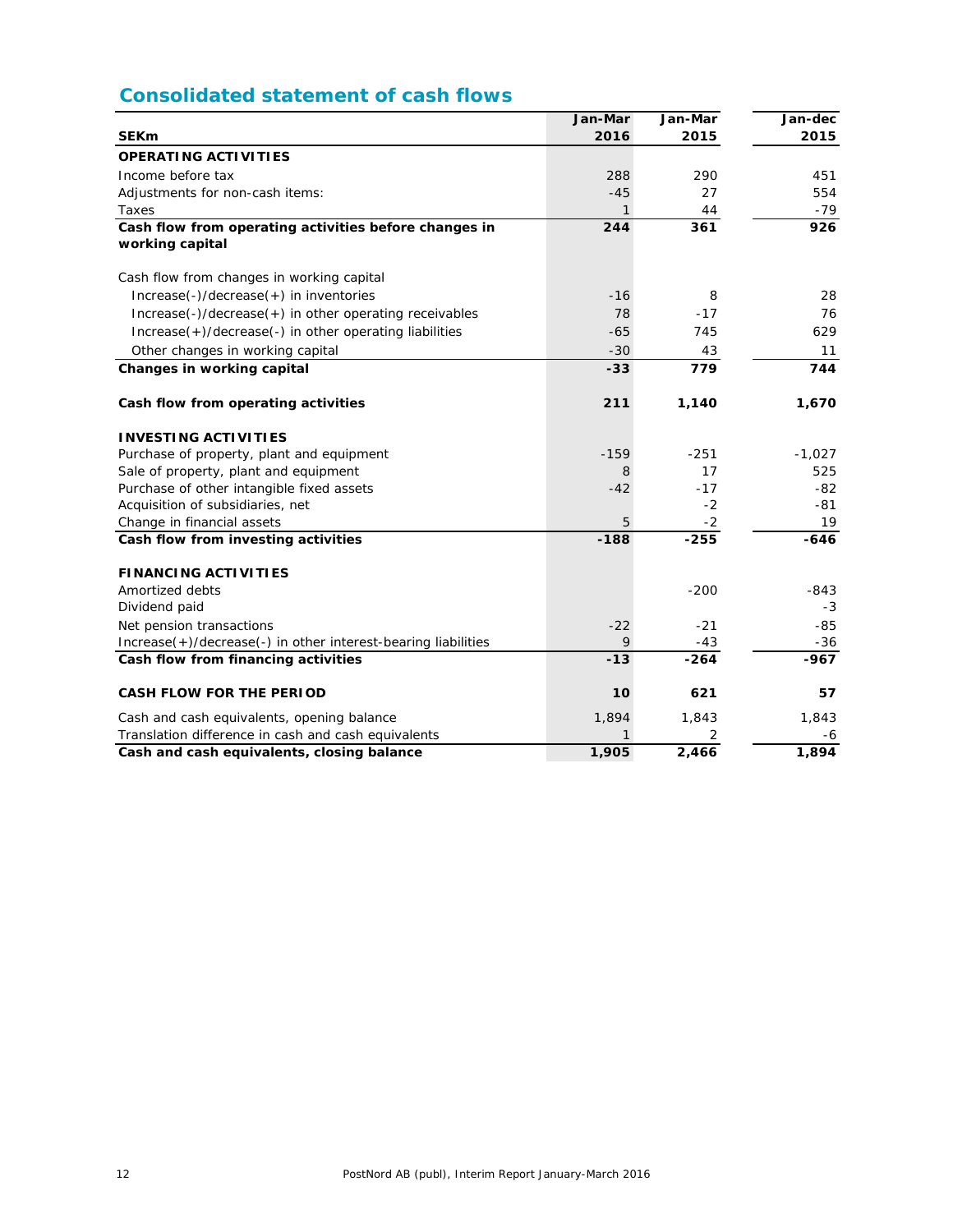## Consolidated statement of cash flows

| SEKm | Jan-Mar 2016 | Jan-Mar 2015 | Jan-dec 2015 |
|---|---|---|---|
| **OPERATING ACTIVITIES** | | | |
| Income before tax | 288 | 290 | 451 |
| Adjustments for non-cash items: | -45 | 27 | 554 |
| Taxes | 1 | 44 | -79 |
| **Cash flow from operating activities before changes in working capital** | **244** | **361** | **926** |
| | | | |
| Cash flow from changes in working capital | | | |
| Increase(-)/decrease(+) in inventories | -16 | 8 | 28 |
| Increase(-)/decrease(+) in other operating receivables | 78 | -17 | 76 |
| Increase(+)/decrease(-) in other operating liabilities | -65 | 745 | 629 |
| Other changes in working capital | -30 | 43 | 11 |
| **Changes in working capital** | **-33** | **779** | **744** |
| | | | |
| **Cash flow from operating activities** | **211** | **1,140** | **1,670** |
| | | | |
| **INVESTING ACTIVITIES** | | | |
| Purchase of property, plant and equipment | -159 | -251 | -1,027 |
| Sale of property, plant and equipment | 8 | 17 | 525 |
| Purchase of other intangible fixed assets | -42 | -17 | -82 |
| Acquisition of subsidiaries, net | | -2 | -81 |
| Change in financial assets | 5 | -2 | 19 |
| **Cash flow from investing activities** | **-188** | **-255** | **-646** |
| | | | |
| **FINANCING ACTIVITIES** | | | |
| Amortized debts | | -200 | -843 |
| Dividend paid | | | -3 |
| Net pension transactions | -22 | -21 | -85 |
| Increase(+)/decrease(-) in other interest-bearing liabilities | 9 | -43 | -36 |
| **Cash flow from financing activities** | **-13** | **-264** | **-967** |
| | | | |
| **CASH FLOW FOR THE PERIOD** | **10** | **621** | **57** |
| | | | |
| Cash and cash equivalents, opening balance | 1,894 | 1,843 | 1,843 |
| Translation difference in cash and cash equivalents | 1 | 2 | -6 |
| **Cash and cash equivalents, closing balance** | **1,905** | **2,466** | **1,894** |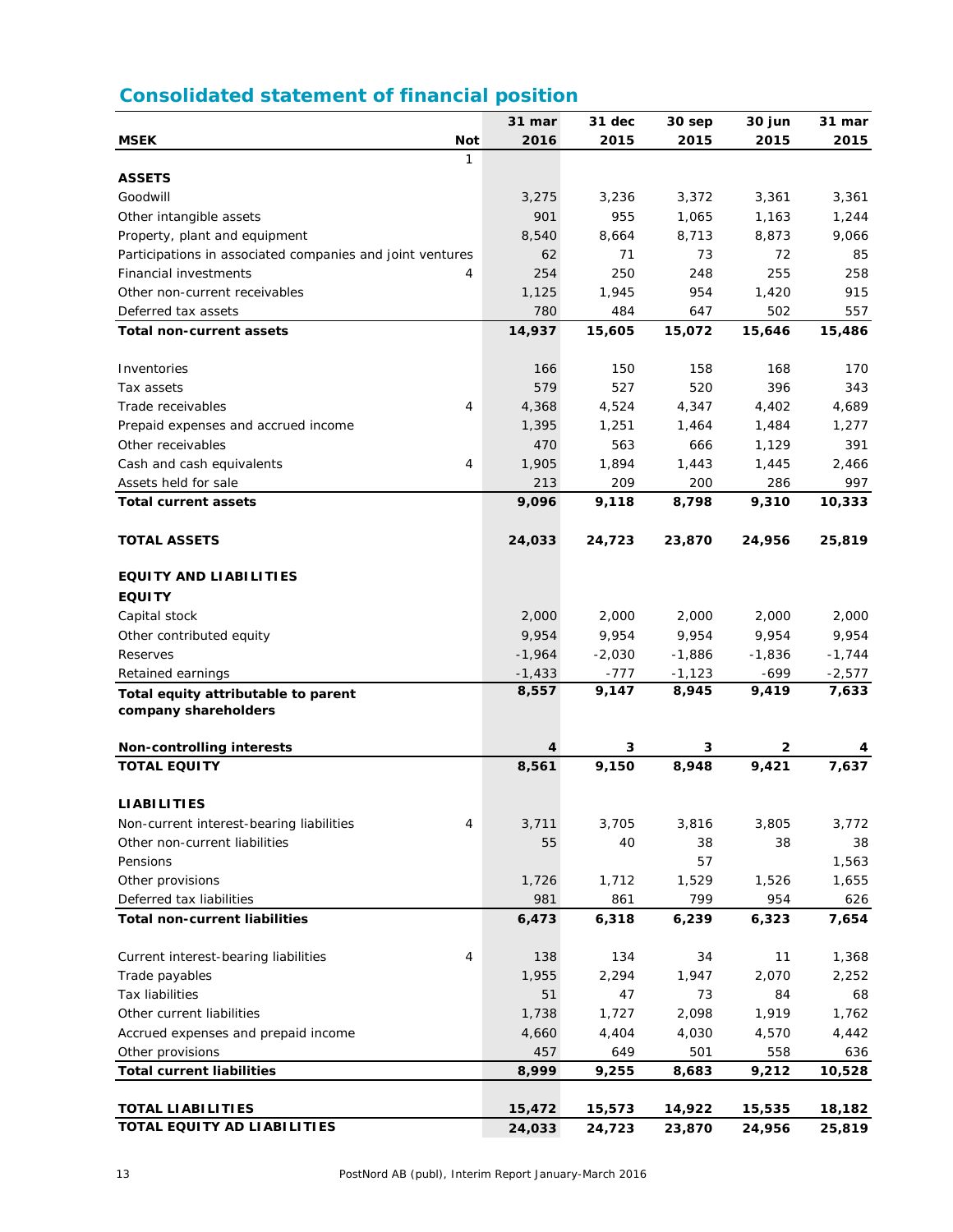## Consolidated statement of financial position

| MSEK | Not | 31 mar 2016 | 31 dec 2015 | 30 sep 2015 | 30 jun 2015 | 31 mar 2015 |
|---|---|---|---|---|---|---|
| | 1 | | | | | |
| **ASSETS** | | | | | | |
| Goodwill | | 3,275 | 3,236 | 3,372 | 3,361 | 3,361 |
| Other intangible assets | | 901 | 955 | 1,065 | 1,163 | 1,244 |
| Property, plant and equipment | | 8,540 | 8,664 | 8,713 | 8,873 | 9,066 |
| Participations in associated companies and joint ventures | | 62 | 71 | 73 | 72 | 85 |
| Financial investments | 4 | 254 | 250 | 248 | 255 | 258 |
| Other non-current receivables | | 1,125 | 1,945 | 954 | 1,420 | 915 |
| Deferred tax assets | | 780 | 484 | 647 | 502 | 557 |
| **Total non-current assets** | | **14,937** | **15,605** | **15,072** | **15,646** | **15,486** |
| | | | | | | |
| Inventories | | 166 | 150 | 158 | 168 | 170 |
| Tax assets | | 579 | 527 | 520 | 396 | 343 |
| Trade receivables | 4 | 4,368 | 4,524 | 4,347 | 4,402 | 4,689 |
| Prepaid expenses and accrued income | | 1,395 | 1,251 | 1,464 | 1,484 | 1,277 |
| Other receivables | | 470 | 563 | 666 | 1,129 | 391 |
| Cash and cash equivalents | 4 | 1,905 | 1,894 | 1,443 | 1,445 | 2,466 |
| Assets held for sale | | 213 | 209 | 200 | 286 | 997 |
| **Total current assets** | | **9,096** | **9,118** | **8,798** | **9,310** | **10,333** |
| | | | | | | |
| **TOTAL ASSETS** | | **24,033** | **24,723** | **23,870** | **24,956** | **25,819** |
| | | | | | | |
| **EQUITY AND LIABILITIES** | | | | | | |
| **EQUITY** | | | | | | |
| Capital stock | | 2,000 | 2,000 | 2,000 | 2,000 | 2,000 |
| Other contributed equity | | 9,954 | 9,954 | 9,954 | 9,954 | 9,954 |
| Reserves | | -1,964 | -2,030 | -1,886 | -1,836 | -1,744 |
| Retained earnings | | -1,433 | -777 | -1,123 | -699 | -2,577 |
| **Total equity attributable to parent company shareholders** | | **8,557** | **9,147** | **8,945** | **9,419** | **7,633** |
| | | | | | | |
| **Non-controlling interests** | | **4** | **3** | **3** | **2** | **4** |
| **TOTAL EQUITY** | | **8,561** | **9,150** | **8,948** | **9,421** | **7,637** |
| | | | | | | |
| **LIABILITIES** | | | | | | |
| Non-current interest-bearing liabilities | 4 | 3,711 | 3,705 | 3,816 | 3,805 | 3,772 |
| Other non-current liabilities | | 55 | 40 | 38 | 38 | 38 |
| Pensions | | | | 57 | | 1,563 |
| Other provisions | | 1,726 | 1,712 | 1,529 | 1,526 | 1,655 |
| Deferred tax liabilities | | 981 | 861 | 799 | 954 | 626 |
| **Total non-current liabilities** | | **6,473** | **6,318** | **6,239** | **6,323** | **7,654** |
| | | | | | | |
| Current interest-bearing liabilities | 4 | 138 | 134 | 34 | 11 | 1,368 |
| Trade payables | | 1,955 | 2,294 | 1,947 | 2,070 | 2,252 |
| Tax liabilities | | 51 | 47 | 73 | 84 | 68 |
| Other current liabilities | | 1,738 | 1,727 | 2,098 | 1,919 | 1,762 |
| Accrued expenses and prepaid income | | 4,660 | 4,404 | 4,030 | 4,570 | 4,442 |
| Other provisions | | 457 | 649 | 501 | 558 | 636 |
| **Total current liabilities** | | **8,999** | **9,255** | **8,683** | **9,212** | **10,528** |
| | | | | | | |
| **TOTAL LIABILITIES** | | **15,472** | **15,573** | **14,922** | **15,535** | **18,182** |
| **TOTAL EQUITY AD LIABILITIES** | | **24,033** | **24,723** | **23,870** | **24,956** | **25,819** |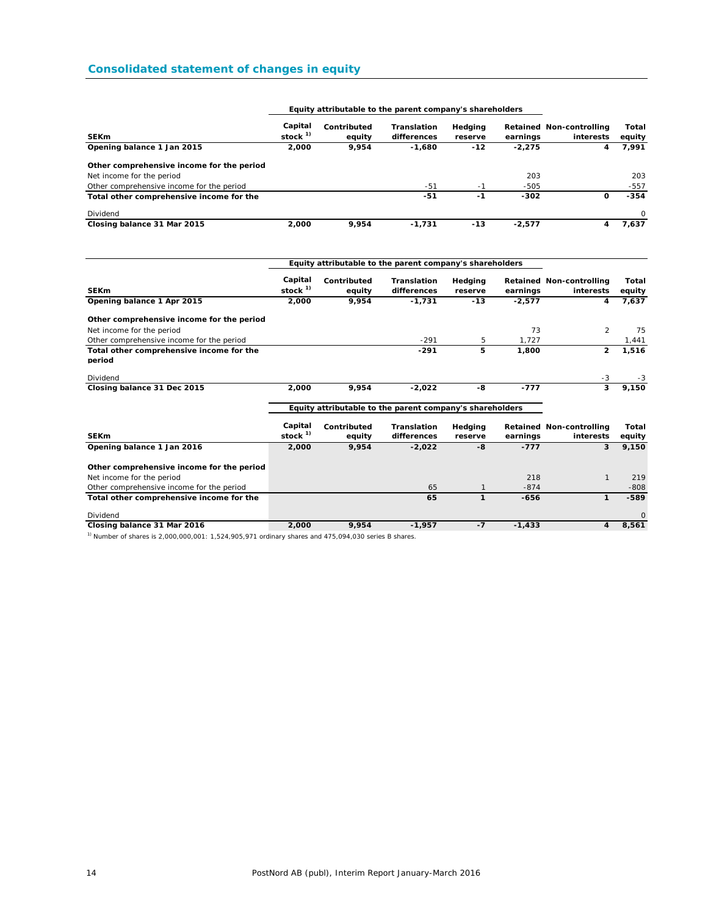## Consolidated statement of changes in equity

| | Equity attributable to the parent company's shareholders | | | | | | |
|---|---|---|---|---|---|---|---|
| SEKm | Capital stock [1] | Contributed equity | Translation differences | Hedging reserve | Retained earnings | Non-controlling interests | Total equity |
| **Opening balance 1 Jan 2015** | **2,000** | **9,954** | **-1,680** | **-12** | **-2,275** | **4** | **7,991** |
| **Other comprehensive income for the period** | | | | | | | |
| Net income for the period | | | | | 203 | | 203 |
| Other comprehensive income for the period | | | -51 | -1 | -505 | | -557 |
| **Total other comprehensive income for the** | | | **-51** | **-1** | **-302** | **0** | **-354** |
| Dividend | | | | | | | 0 |
| **Closing balance 31 Mar 2015** | **2,000** | **9,954** | **-1,731** | **-13** | **-2,577** | **4** | **7,637** |

| | Equity attributable to the parent company's shareholders | | | | | | |
|---|---|---|---|---|---|---|---|
| SEKm | Capital stock [1] | Contributed equity | Translation differences | Hedging reserve | Retained earnings | Non-controlling interests | Total equity |
| **Opening balance 1 Apr 2015** | **2,000** | **9,954** | **-1,731** | **-13** | **-2,577** | **4** | **7,637** |
| **Other comprehensive income for the period** | | | | | | | |
| Net income for the period | | | | | 73 | 2 | 75 |
| Other comprehensive income for the period | | | -291 | 5 | 1,727 | | 1,441 |
| **Total other comprehensive income for the period** | | | **-291** | **5** | **1,800** | **2** | **1,516** |
| Dividend | | | | | | -3 | -3 |
| **Closing balance 31 Dec 2015** | **2,000** | **9,954** | **-2,022** | **-8** | **-777** | **3** | **9,150** |

| | Equity attributable to the parent company's shareholders | | | | | | |
|---|---|---|---|---|---|---|---|
| SEKm | Capital stock [1] | Contributed equity | Translation differences | Hedging reserve | Retained earnings | Non-controlling interests | Total equity |
| **Opening balance 1 Jan 2016** | **2,000** | **9,954** | **-2,022** | **-8** | **-777** | **3** | **9,150** |
| **Other comprehensive income for the period** | | | | | | | |
| Net income for the period | | | | | 218 | 1 | 219 |
| Other comprehensive income for the period | | | 65 | 1 | -874 | | -808 |
| **Total other comprehensive income for the** | | | **65** | **1** | **-656** | **1** | **-589** |
| Dividend | | | | | | | 0 |
| **Closing balance 31 Mar 2016** | **2,000** | **9,954** | **-1,957** | **-7** | **-1,433** | **4** | **8,561** |

[1] Number of shares is 2,000,000,001: 1,524,905,971 ordinary shares and 475,094,030 series B shares.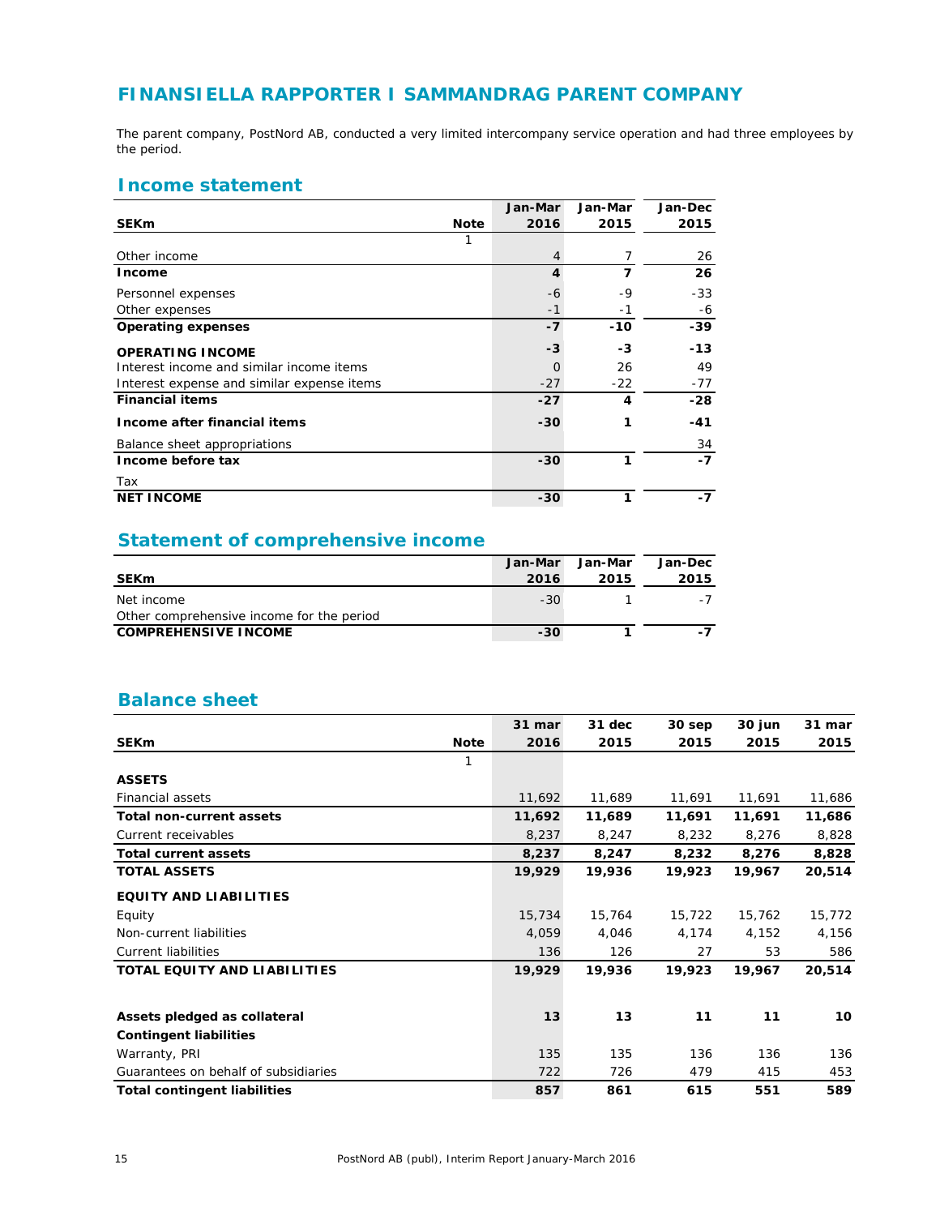## FINANSIELLA RAPPORTER I SAMMANDRAG PARENT COMPANY

The parent company, PostNord AB, conducted a very limited intercompany service operation and had three employees by the period.

### Income statement

| SEKm | Note | Jan-Mar 2016 | Jan-Mar 2015 | Jan-Dec 2015 |
|---|---|---|---|---|
| | 1 | | | |
| Other income | | 4 | 7 | 26 |
| **Income** | | **4** | **7** | **26** |
| Personnel expenses | | -6 | -9 | -33 |
| Other expenses | | -1 | -1 | -6 |
| **Operating expenses** | | **-7** | **-10** | **-39** |
| **OPERATING INCOME** | | **-3** | **-3** | **-13** |
| Interest income and similar income items | | 0 | 26 | 49 |
| Interest expense and similar expense items | | -27 | -22 | -77 |
| **Financial items** | | **-27** | **4** | **-28** |
| **Income after financial items** | | **-30** | **1** | **-41** |
| Balance sheet appropriations | | | | 34 |
| **Income before tax** | | **-30** | **1** | **-7** |
| Tax | | | | |
| **NET INCOME** | | **-30** | **1** | **-7** |

### Statement of comprehensive income

| SEKm | Jan-Mar 2016 | Jan-Mar 2015 | Jan-Dec 2015 |
|---|---|---|---|
| Net income | -30 | 1 | -7 |
| Other comprehensive income for the period | | | |
| **COMPREHENSIVE INCOME** | **-30** | **1** | **-7** |

### Balance sheet

| SEKm | Note | 31 mar 2016 | 31 dec 2015 | 30 sep 2015 | 30 jun 2015 | 31 mar 2015 |
|---|---|---|---|---|---|---|
| | 1 | | | | | |
| **ASSETS** | | | | | | |
| Financial assets | | 11,692 | 11,689 | 11,691 | 11,691 | 11,686 |
| **Total non-current assets** | | **11,692** | **11,689** | **11,691** | **11,691** | **11,686** |
| Current receivables | | 8,237 | 8,247 | 8,232 | 8,276 | 8,828 |
| **Total current assets** | | **8,237** | **8,247** | **8,232** | **8,276** | **8,828** |
| **TOTAL ASSETS** | | **19,929** | **19,936** | **19,923** | **19,967** | **20,514** |
| **EQUITY AND LIABILITIES** | | | | | | |
| Equity | | 15,734 | 15,764 | 15,722 | 15,762 | 15,772 |
| Non-current liabilities | | 4,059 | 4,046 | 4,174 | 4,152 | 4,156 |
| Current liabilities | | 136 | 126 | 27 | 53 | 586 |
| **TOTAL EQUITY AND LIABILITIES** | | **19,929** | **19,936** | **19,923** | **19,967** | **20,514** |
| | | | | | | |
| **Assets pledged as collateral** | | **13** | **13** | **11** | **11** | **10** |
| **Contingent liabilities** | | | | | | |
| Warranty, PRI | | 135 | 135 | 136 | 136 | 136 |
| Guarantees on behalf of subsidiaries | | 722 | 726 | 479 | 415 | 453 |
| **Total contingent liabilities** | | **857** | **861** | **615** | **551** | **589** |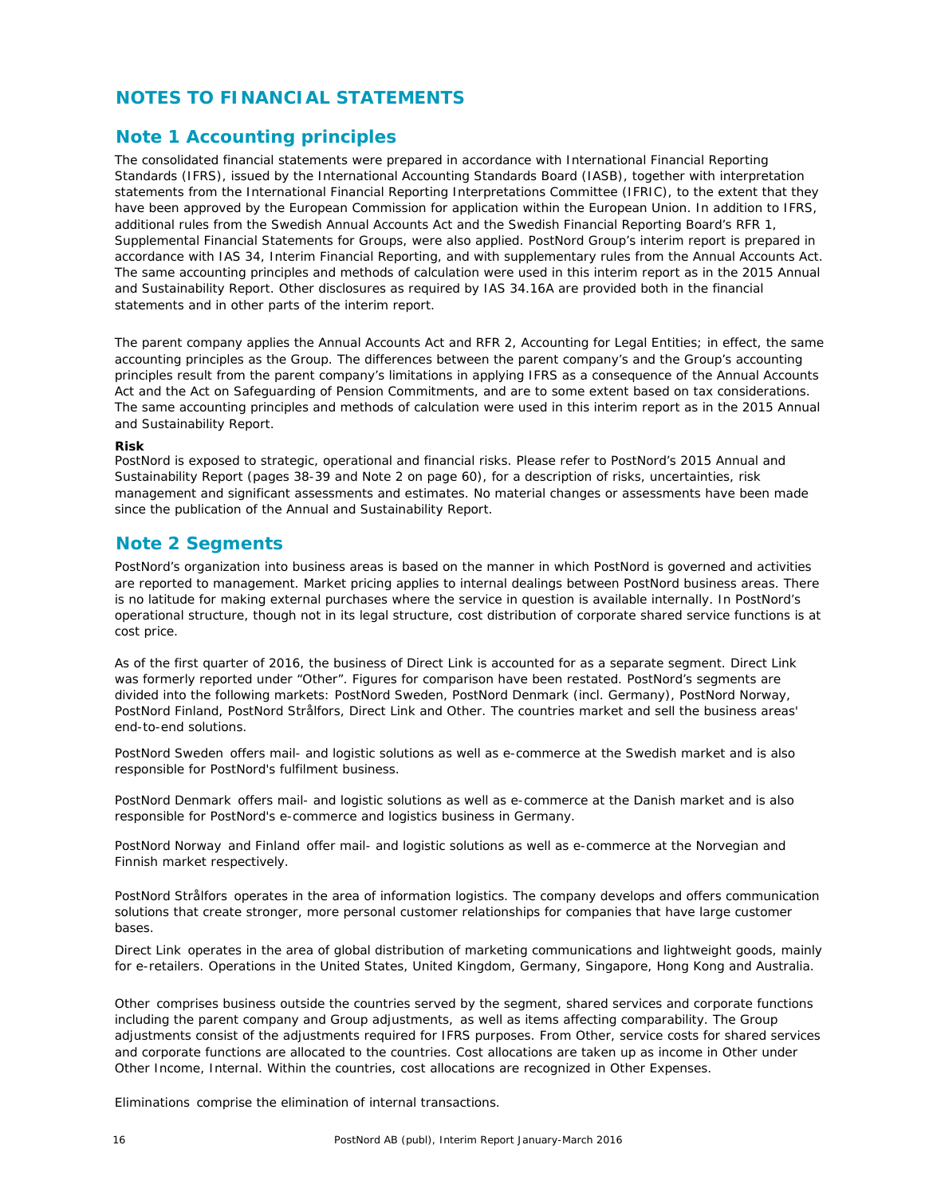# NOTES TO FINANCIAL STATEMENTS

## Note 1 Accounting principles

The consolidated financial statements were prepared in accordance with International Financial Reporting Standards (IFRS), issued by the International Accounting Standards Board (IASB), together with interpretation statements from the International Financial Reporting Interpretations Committee (IFRIC), to the extent that they have been approved by the European Commission for application within the European Union. In addition to IFRS, additional rules from the Swedish Annual Accounts Act and the Swedish Financial Reporting Board's RFR 1, Supplemental Financial Statements for Groups, were also applied. PostNord Group's interim report is prepared in accordance with IAS 34, Interim Financial Reporting, and with supplementary rules from the Annual Accounts Act. The same accounting principles and methods of calculation were used in this interim report as in the 2015 Annual and Sustainability Report. Other disclosures as required by IAS 34.16A are provided both in the financial statements and in other parts of the interim report.

The parent company applies the Annual Accounts Act and RFR 2, Accounting for Legal Entities; in effect, the same accounting principles as the Group. The differences between the parent company's and the Group's accounting principles result from the parent company's limitations in applying IFRS as a consequence of the Annual Accounts Act and the Act on Safeguarding of Pension Commitments, and are to some extent based on tax considerations. The same accounting principles and methods of calculation were used in this interim report as in the 2015 Annual and Sustainability Report.

**Risk**

PostNord is exposed to strategic, operational and financial risks. Please refer to PostNord's 2015 Annual and Sustainability Report (pages 38-39 and Note 2 on page 60), for a description of risks, uncertainties, risk management and significant assessments and estimates. No material changes or assessments have been made since the publication of the Annual and Sustainability Report.

## Note 2 Segments

PostNord's organization into business areas is based on the manner in which PostNord is governed and activities are reported to management. Market pricing applies to internal dealings between PostNord business areas. There is no latitude for making external purchases where the service in question is available internally. In PostNord's operational structure, though not in its legal structure, cost distribution of corporate shared service functions is at cost price.

As of the first quarter of 2016, the business of Direct Link is accounted for as a separate segment. Direct Link was formerly reported under "Other". Figures for comparison have been restated. PostNord's segments are divided into the following markets: PostNord Sweden, PostNord Denmark (incl. Germany), PostNord Norway, PostNord Finland, PostNord Strålfors, Direct Link and Other. The countries market and sell the business areas' end-to-end solutions.

*PostNord Sweden* offers mail- and logistic solutions as well as e-commerce at the Swedish market and is also responsible for PostNord's fulfilment business.

*PostNord Denmark* offers mail- and logistic solutions as well as e-commerce at the Danish market and is also responsible for PostNord's e-commerce and logistics business in Germany.

*PostNord Norway* and *Finland* offer mail- and logistic solutions as well as e-commerce at the Norvegian and Finnish market respectively.

*PostNord Strålfors* operates in the area of information logistics. The company develops and offers communication solutions that create stronger, more personal customer relationships for companies that have large customer bases.

*Direct Link* operates in the area of global distribution of marketing communications and lightweight goods, mainly for e-retailers. Operations in the United States, United Kingdom, Germany, Singapore, Hong Kong and Australia.

*Other* comprises business outside the countries served by the segment, shared services and corporate functions including the parent company and Group adjustments, as well as items affecting comparability. The Group adjustments consist of the adjustments required for IFRS purposes. From Other, service costs for shared services and corporate functions are allocated to the countries. Cost allocations are taken up as income in Other under Other Income, Internal. Within the countries, cost allocations are recognized in Other Expenses.

*Eliminations* comprise the elimination of internal transactions.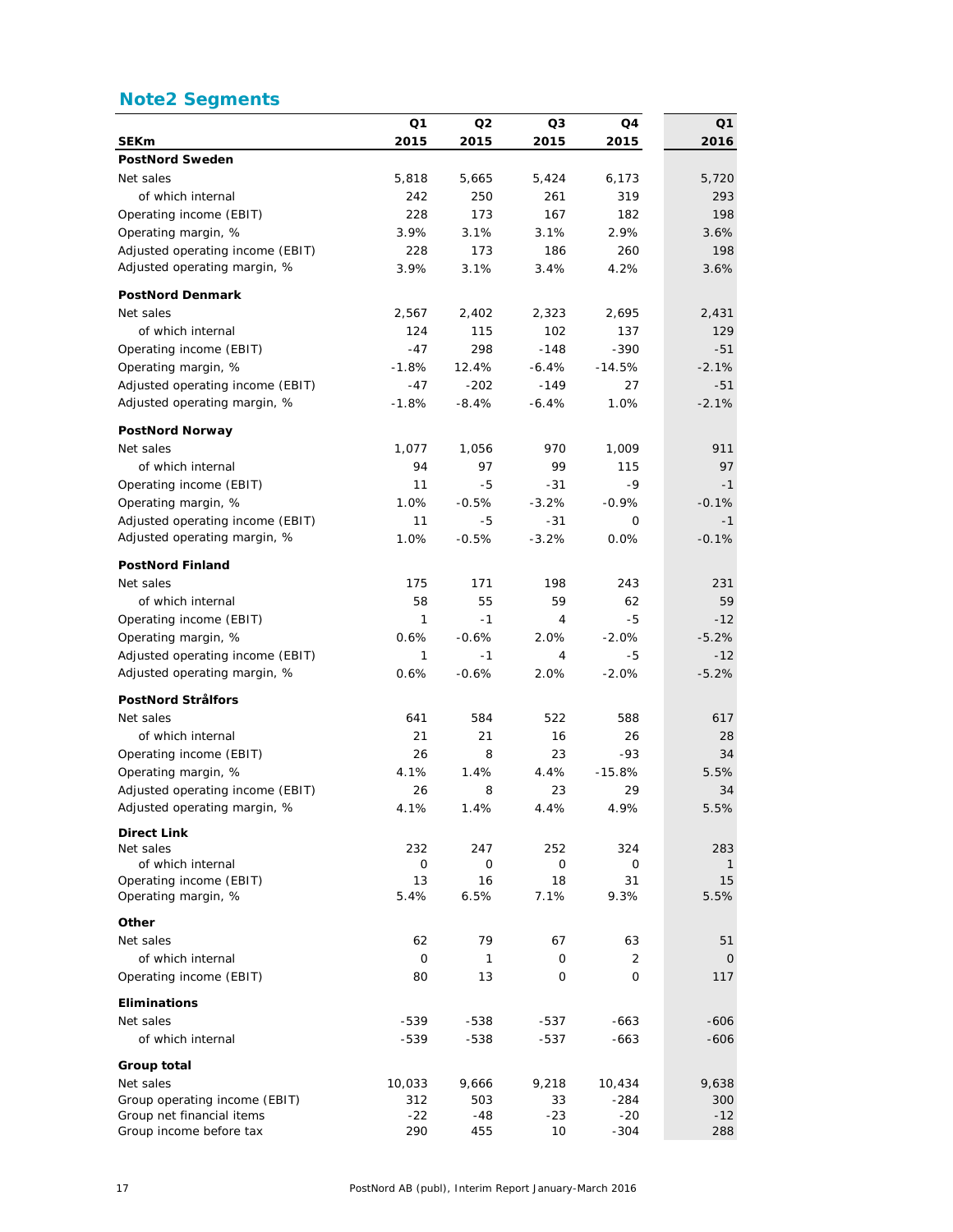## Note2 Segments

| SEKm | Q1 2015 | Q2 2015 | Q3 2015 | Q4 2015 | Q1 2016 |
|---|---|---|---|---|---|
| **PostNord Sweden** | | | | | |
| Net sales | 5,818 | 5,665 | 5,424 | 6,173 | 5,720 |
| of which internal | 242 | 250 | 261 | 319 | 293 |
| Operating income (EBIT) | 228 | 173 | 167 | 182 | 198 |
| Operating margin, % | 3.9% | 3.1% | 3.1% | 2.9% | 3.6% |
| Adjusted operating income (EBIT) | 228 | 173 | 186 | 260 | 198 |
| Adjusted operating margin, % | 3.9% | 3.1% | 3.4% | 4.2% | 3.6% |
| **PostNord Denmark** | | | | | |
| Net sales | 2,567 | 2,402 | 2,323 | 2,695 | 2,431 |
| of which internal | 124 | 115 | 102 | 137 | 129 |
| Operating income (EBIT) | -47 | 298 | -148 | -390 | -51 |
| Operating margin, % | -1.8% | 12.4% | -6.4% | -14.5% | -2.1% |
| Adjusted operating income (EBIT) | -47 | -202 | -149 | 27 | -51 |
| Adjusted operating margin, % | -1.8% | -8.4% | -6.4% | 1.0% | -2.1% |
| **PostNord Norway** | | | | | |
| Net sales | 1,077 | 1,056 | 970 | 1,009 | 911 |
| of which internal | 94 | 97 | 99 | 115 | 97 |
| Operating income (EBIT) | 11 | -5 | -31 | -9 | -1 |
| Operating margin, % | 1.0% | -0.5% | -3.2% | -0.9% | -0.1% |
| Adjusted operating income (EBIT) | 11 | -5 | -31 | 0 | -1 |
| Adjusted operating margin, % | 1.0% | -0.5% | -3.2% | 0.0% | -0.1% |
| **PostNord Finland** | | | | | |
| Net sales | 175 | 171 | 198 | 243 | 231 |
| of which internal | 58 | 55 | 59 | 62 | 59 |
| Operating income (EBIT) | 1 | -1 | 4 | -5 | -12 |
| Operating margin, % | 0.6% | -0.6% | 2.0% | -2.0% | -5.2% |
| Adjusted operating income (EBIT) | 1 | -1 | 4 | -5 | -12 |
| Adjusted operating margin, % | 0.6% | -0.6% | 2.0% | -2.0% | -5.2% |
| **PostNord Strålfors** | | | | | |
| Net sales | 641 | 584 | 522 | 588 | 617 |
| of which internal | 21 | 21 | 16 | 26 | 28 |
| Operating income (EBIT) | 26 | 8 | 23 | -93 | 34 |
| Operating margin, % | 4.1% | 1.4% | 4.4% | -15.8% | 5.5% |
| Adjusted operating income (EBIT) | 26 | 8 | 23 | 29 | 34 |
| Adjusted operating margin, % | 4.1% | 1.4% | 4.4% | 4.9% | 5.5% |
| **Direct Link** | | | | | |
| Net sales | 232 | 247 | 252 | 324 | 283 |
| of which internal | 0 | 0 | 0 | 0 | 1 |
| Operating income (EBIT) | 13 | 16 | 18 | 31 | 15 |
| Operating margin, % | 5.4% | 6.5% | 7.1% | 9.3% | 5.5% |
| **Other** | | | | | |
| Net sales | 62 | 79 | 67 | 63 | 51 |
| of which internal | 0 | 1 | 0 | 2 | 0 |
| Operating income (EBIT) | 80 | 13 | 0 | 0 | 117 |
| **Eliminations** | | | | | |
| Net sales | -539 | -538 | -537 | -663 | -606 |
| of which internal | -539 | -538 | -537 | -663 | -606 |
| **Group total** | | | | | |
| Net sales | 10,033 | 9,666 | 9,218 | 10,434 | 9,638 |
| Group operating income (EBIT) | 312 | 503 | 33 | -284 | 300 |
| Group net financial items | -22 | -48 | -23 | -20 | -12 |
| Group income before tax | 290 | 455 | 10 | -304 | 288 |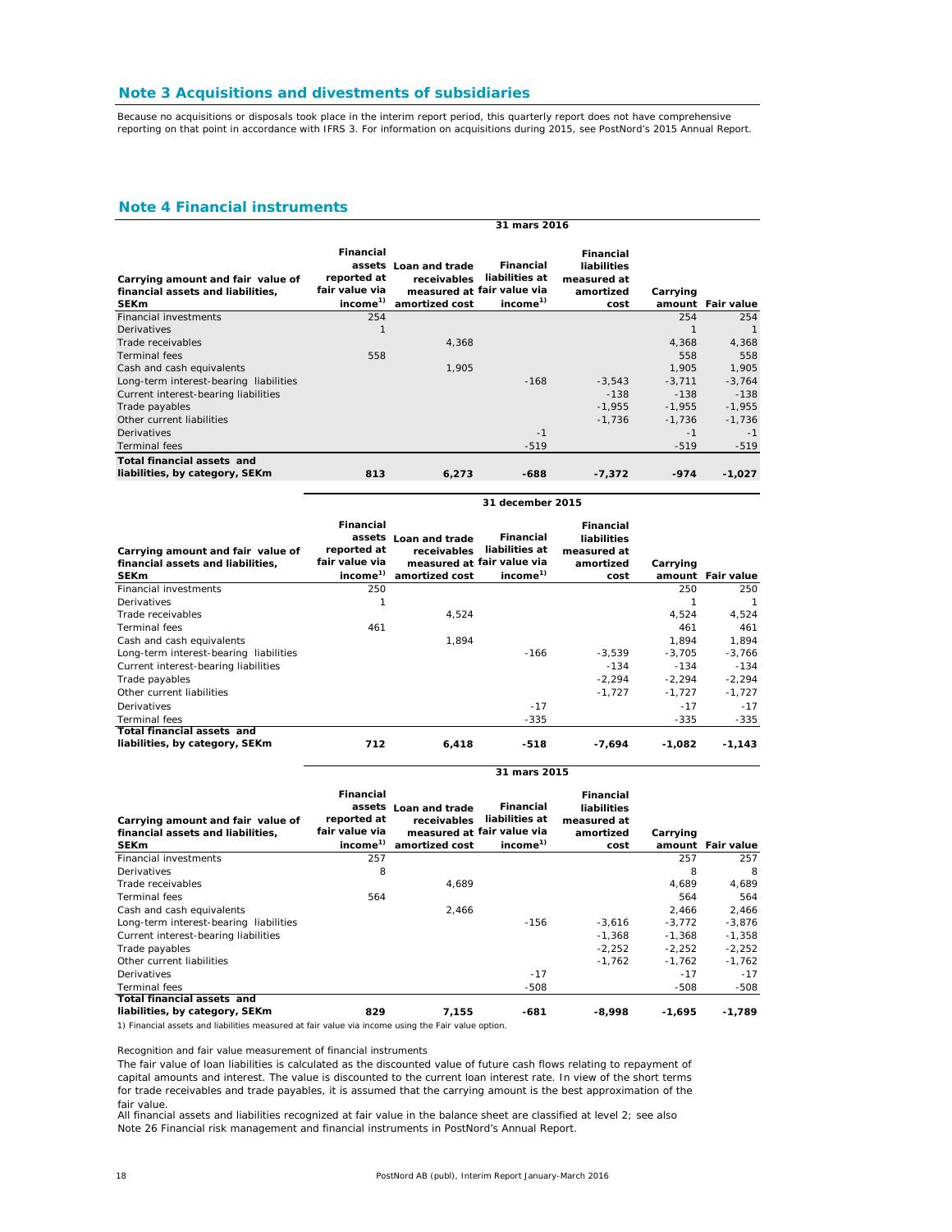## Note 3 Acquisitions and divestments of subsidiaries

Because no acquisitions or disposals took place in the interim report period, this quarterly report does not have comprehensive reporting on that point in accordance with IFRS 3. For information on acquisitions during 2015, see PostNord's 2015 Annual Report.

## Note 4 Financial instruments

| | 31 mars 2016 | | | | | |
|---|---|---|---|---|---|---|
| **Carrying amount and fair value of financial assets and liabilities, SEKm** | **Financial assets reported at fair value via income[1]** | **Loan and trade receivables measured at amortized cost** | **Financial liabilities at fair value via income[1]** | **Financial liabilities measured at amortized cost** | **Carrying amount** | **Fair value** |
| Financial investments | 254 | | | | 254 | 254 |
| Derivatives | 1 | | | | 1 | 1 |
| Trade receivables | | 4,368 | | | 4,368 | 4,368 |
| Terminal fees | 558 | | | | 558 | 558 |
| Cash and cash equivalents | | 1,905 | | | 1,905 | 1,905 |
| Long-term interest-bearing liabilities | | | -168 | -3,543 | -3,711 | -3,764 |
| Current interest-bearing liabilities | | | | -138 | -138 | -138 |
| Trade payables | | | | -1,955 | -1,955 | -1,955 |
| Other current liabilities | | | | -1,736 | -1,736 | -1,736 |
| Derivatives | | | -1 | | -1 | -1 |
| Terminal fees | | | -519 | | -519 | -519 |
| **Total financial assets and liabilities, by category, SEKm** | **813** | **6,273** | **-688** | **-7,372** | **-974** | **-1,027** |

| | 31 december 2015 | | | | | |
|---|---|---|---|---|---|---|
| **Carrying amount and fair value of financial assets and liabilities, SEKm** | **Financial assets reported at fair value via income[1]** | **Loan and trade receivables measured at amortized cost** | **Financial liabilities at fair value via income[1]** | **Financial liabilities measured at amortized cost** | **Carrying amount** | **Fair value** |
| Financial investments | 250 | | | | 250 | 250 |
| Derivatives | 1 | | | | 1 | 1 |
| Trade receivables | | 4,524 | | | 4,524 | 4,524 |
| Terminal fees | 461 | | | | 461 | 461 |
| Cash and cash equivalents | | 1,894 | | | 1,894 | 1,894 |
| Long-term interest-bearing liabilities | | | -166 | -3,539 | -3,705 | -3,766 |
| Current interest-bearing liabilities | | | | -134 | -134 | -134 |
| Trade payables | | | | -2,294 | -2,294 | -2,294 |
| Other current liabilities | | | | -1,727 | -1,727 | -1,727 |
| Derivatives | | | -17 | | -17 | -17 |
| Terminal fees | | | -335 | | -335 | -335 |
| **Total financial assets and liabilities, by category, SEKm** | **712** | **6,418** | **-518** | **-7,694** | **-1,082** | **-1,143** |

| | 31 mars 2015 | | | | | |
|---|---|---|---|---|---|---|
| **Carrying amount and fair value of financial assets and liabilities, SEKm** | **Financial assets reported at fair value via income[1]** | **Loan and trade receivables measured at amortized cost** | **Financial liabilities at fair value via income[1]** | **Financial liabilities measured at amortized cost** | **Carrying amount** | **Fair value** |
| Financial investments | 257 | | | | 257 | 257 |
| Derivatives | 8 | | | | 8 | 8 |
| Trade receivables | | 4,689 | | | 4,689 | 4,689 |
| Terminal fees | 564 | | | | 564 | 564 |
| Cash and cash equivalents | | 2,466 | | | 2,466 | 2,466 |
| Long-term interest-bearing liabilities | | | -156 | -3,616 | -3,772 | -3,876 |
| Current interest-bearing liabilities | | | | -1,368 | -1,368 | -1,358 |
| Trade payables | | | | -2,252 | -2,252 | -2,252 |
| Other current liabilities | | | | -1,762 | -1,762 | -1,762 |
| Derivatives | | | -17 | | -17 | -17 |
| Terminal fees | | | -508 | | -508 | -508 |
| **Total financial assets and liabilities, by category, SEKm** | **829** | **7,155** | **-681** | **-8,998** | **-1,695** | **-1,789** |

1) Financial assets and liabilities measured at fair value via income using the Fair value option.

Recognition and fair value measurement of financial instruments

The fair value of loan liabilities is calculated as the discounted value of future cash flows relating to repayment of capital amounts and interest. The value is discounted to the current loan interest rate. In view of the short terms for trade receivables and trade payables, it is assumed that the carrying amount is the best approximation of the fair value.

All financial assets and liabilities recognized at fair value in the balance sheet are classified at level 2; see also Note 26 Financial risk management and financial instruments in PostNord's Annual Report.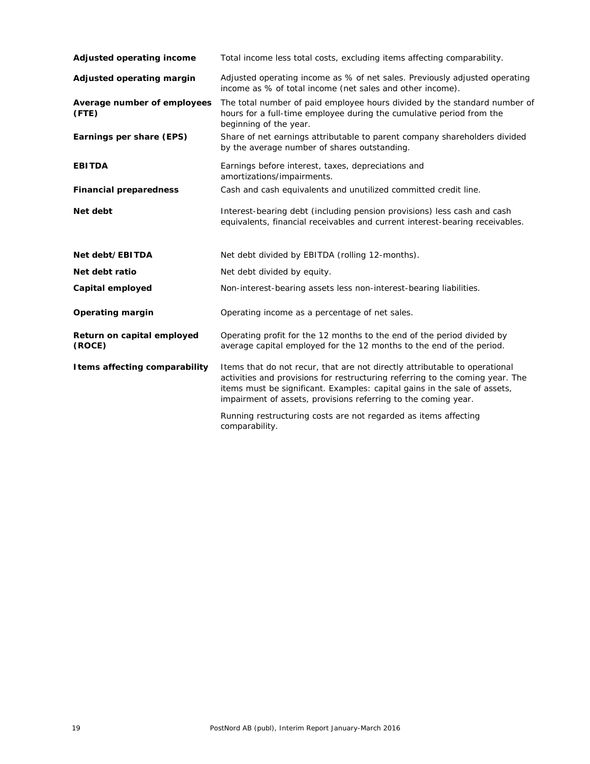| | |
|---|---|
| **Adjusted operating income** | Total income less total costs, excluding items affecting comparability. |
| **Adjusted operating margin** | Adjusted operating income as % of net sales. Previously adjusted operating income as % of total income (net sales and other income). |
| **Average number of employees (FTE)** | The total number of paid employee hours divided by the standard number of hours for a full-time employee during the cumulative period from the beginning of the year. |
| **Earnings per share (EPS)** | Share of net earnings attributable to parent company shareholders divided by the average number of shares outstanding. |
| **EBITDA** | Earnings before interest, taxes, depreciations and amortizations/impairments. |
| **Financial preparedness** | Cash and cash equivalents and unutilized committed credit line. |
| **Net debt** | Interest-bearing debt (including pension provisions) less cash and cash equivalents, financial receivables and current interest-bearing receivables. |
| **Net debt/EBITDA** | Net debt divided by EBITDA (rolling 12-months). |
| **Net debt ratio** | Net debt divided by equity. |
| **Capital employed** | Non-interest-bearing assets less non-interest-bearing liabilities. |
| **Operating margin** | Operating income as a percentage of net sales. |
| **Return on capital employed (ROCE)** | Operating profit for the 12 months to the end of the period divided by average capital employed for the 12 months to the end of the period. |
| **Items affecting comparability** | Items that do not recur, that are not directly attributable to operational activities and provisions for restructuring referring to the coming year. The items must be significant. Examples: capital gains in the sale of assets, impairment of assets, provisions referring to the coming year.<br><br>Running restructuring costs are not regarded as items affecting comparability. |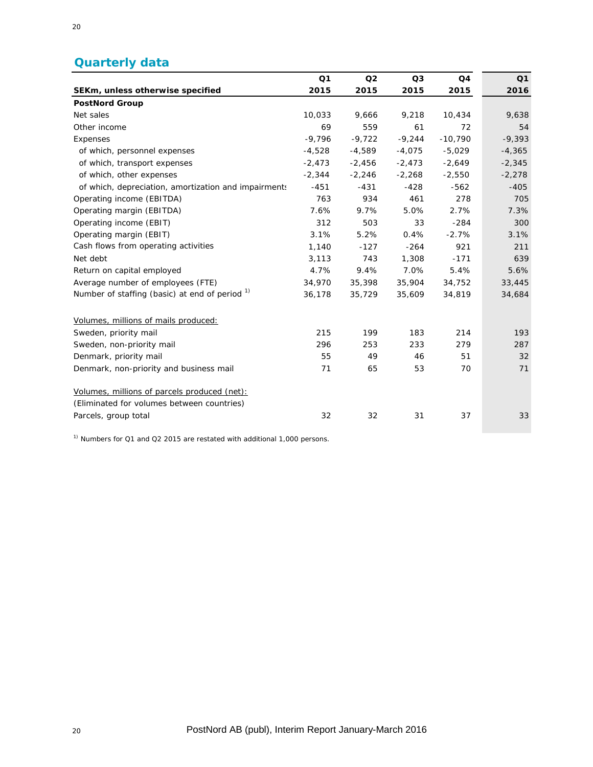## Quarterly data

| SEKm, unless otherwise specified | Q1 2015 | Q2 2015 | Q3 2015 | Q4 2015 | Q1 2016 |
|---|---|---|---|---|---|
| **PostNord Group** | | | | | |
| Net sales | 10,033 | 9,666 | 9,218 | 10,434 | 9,638 |
| Other income | 69 | 559 | 61 | 72 | 54 |
| Expenses | -9,796 | -9,722 | -9,244 | -10,790 | -9,393 |
| of which, personnel expenses | -4,528 | -4,589 | -4,075 | -5,029 | -4,365 |
| of which, transport expenses | -2,473 | -2,456 | -2,473 | -2,649 | -2,345 |
| of which, other expenses | -2,344 | -2,246 | -2,268 | -2,550 | -2,278 |
| of which, depreciation, amortization and impairments | -451 | -431 | -428 | -562 | -405 |
| Operating income (EBITDA) | 763 | 934 | 461 | 278 | 705 |
| Operating margin (EBITDA) | 7.6% | 9.7% | 5.0% | 2.7% | 7.3% |
| Operating income (EBIT) | 312 | 503 | 33 | -284 | 300 |
| Operating margin (EBIT) | 3.1% | 5.2% | 0.4% | -2.7% | 3.1% |
| Cash flows from operating activities | 1,140 | -127 | -264 | 921 | 211 |
| Net debt | 3,113 | 743 | 1,308 | -171 | 639 |
| Return on capital employed | 4.7% | 9.4% | 7.0% | 5.4% | 5.6% |
| Average number of employees (FTE) | 34,970 | 35,398 | 35,904 | 34,752 | 33,445 |
| Number of staffing (basic) at end of period [1] | 36,178 | 35,729 | 35,609 | 34,819 | 34,684 |
| | | | | | |
| Volumes, millions of mails produced: | | | | | |
| Sweden, priority mail | 215 | 199 | 183 | 214 | 193 |
| Sweden, non-priority mail | 296 | 253 | 233 | 279 | 287 |
| Denmark, priority mail | 55 | 49 | 46 | 51 | 32 |
| Denmark, non-priority and business mail | 71 | 65 | 53 | 70 | 71 |
| | | | | | |
| Volumes, millions of parcels produced (net): | | | | | |
| (Eliminated for volumes between countries) | | | | | |
| Parcels, group total | 32 | 32 | 31 | 37 | 33 |

[1] Numbers for Q1 and Q2 2015 are restated with additional 1,000 persons.